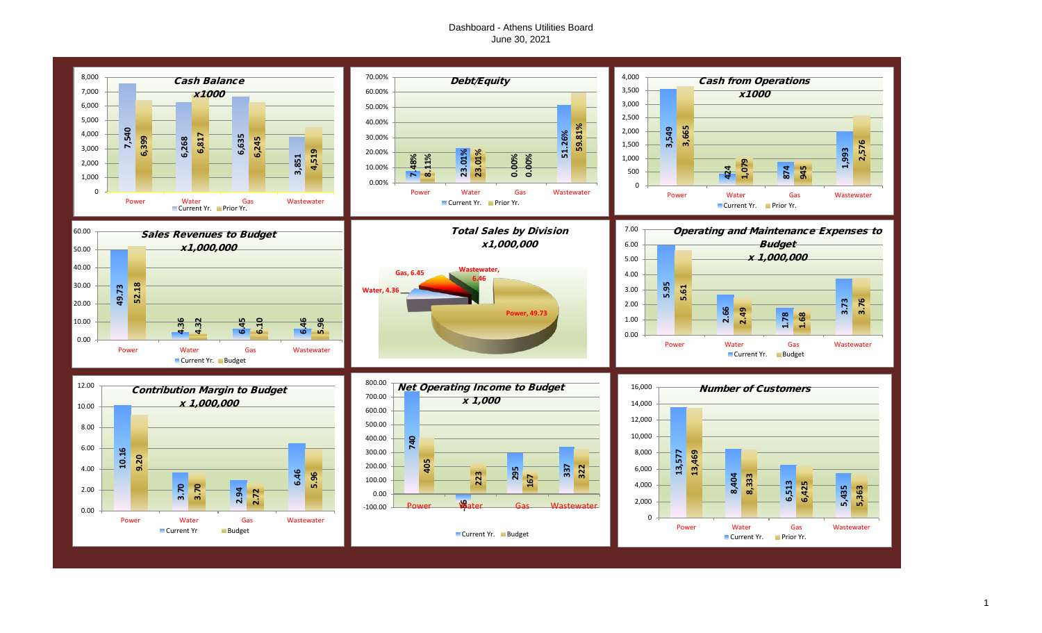# Dashboard - Athens Utilities Board

June 30, 2021

## Cash Balance x1000

| | Current Yr. | Prior Yr. |
|---|---|---|
| Power | 7,540 | 6,399 |
| Water | 6,268 | 6,817 |
| Gas | 6,635 | 6,245 |
| Wastewater | 3,851 | 4,519 |

## Debt/Equity

| | Current Yr. | Prior Yr. |
|---|---|---|
| Power | 7.48% | 8.11% |
| Water | 23.01% | 23.01% |
| Gas | 0.00% | 0.00% |
| Wastewater | 51.26% | 59.81% |

## Cash from Operations x1000

| | Current Yr. | Prior Yr. |
|---|---|---|
| Power | 3,549 | 3,665 |
| Water | 424 | 1,079 |
| Gas | 874 | 945 |
| Wastewater | 1,993 | 2,576 |

## Sales Revenues to Budget x1,000,000

| | Current Yr. | Budget |
|---|---|---|
| Power | 49.73 | 52.18 |
| Water | 4.36 | 4.32 |
| Gas | 6.45 | 6.10 |
| Wastewater | 6.46 | 5.96 |

## Total Sales by Division x1,000,000

| Division | Sales |
|---|---|
| Power | 49.73 |
| Water | 4.36 |
| Gas | 6.45 |
| Wastewater | 6.46 |

## Operating and Maintenance Expenses to Budget x 1,000,000

| | Current Yr. | Budget |
|---|---|---|
| Power | 5.95 | 5.61 |
| Water | 2.66 | 2.49 |
| Gas | 1.78 | 1.68 |
| Wastewater | 3.73 | 3.76 |

## Contribution Margin to Budget x 1,000,000

| | Current Yr | Budget |
|---|---|---|
| Power | 10.16 | 9.20 |
| Water | 3.70 | 3.70 |
| Gas | 2.94 | 2.72 |
| Wastewater | 6.46 | 5.96 |

## Net Operating Income to Budget x 1,000

| | Current Yr. | Budget |
|---|---|---|
| Power | 740 | 405 |
| Water | -36 | 223 |
| Gas | 295 | 167 |
| Wastewater | 337 | 322 |

## Number of Customers

| | Current Yr. | Prior Yr. |
|---|---|---|
| Power | 13,577 | 13,469 |
| Water | 8,404 | 8,333 |
| Gas | 6,513 | 6,425 |
| Wastewater | 5,435 | 5,363 |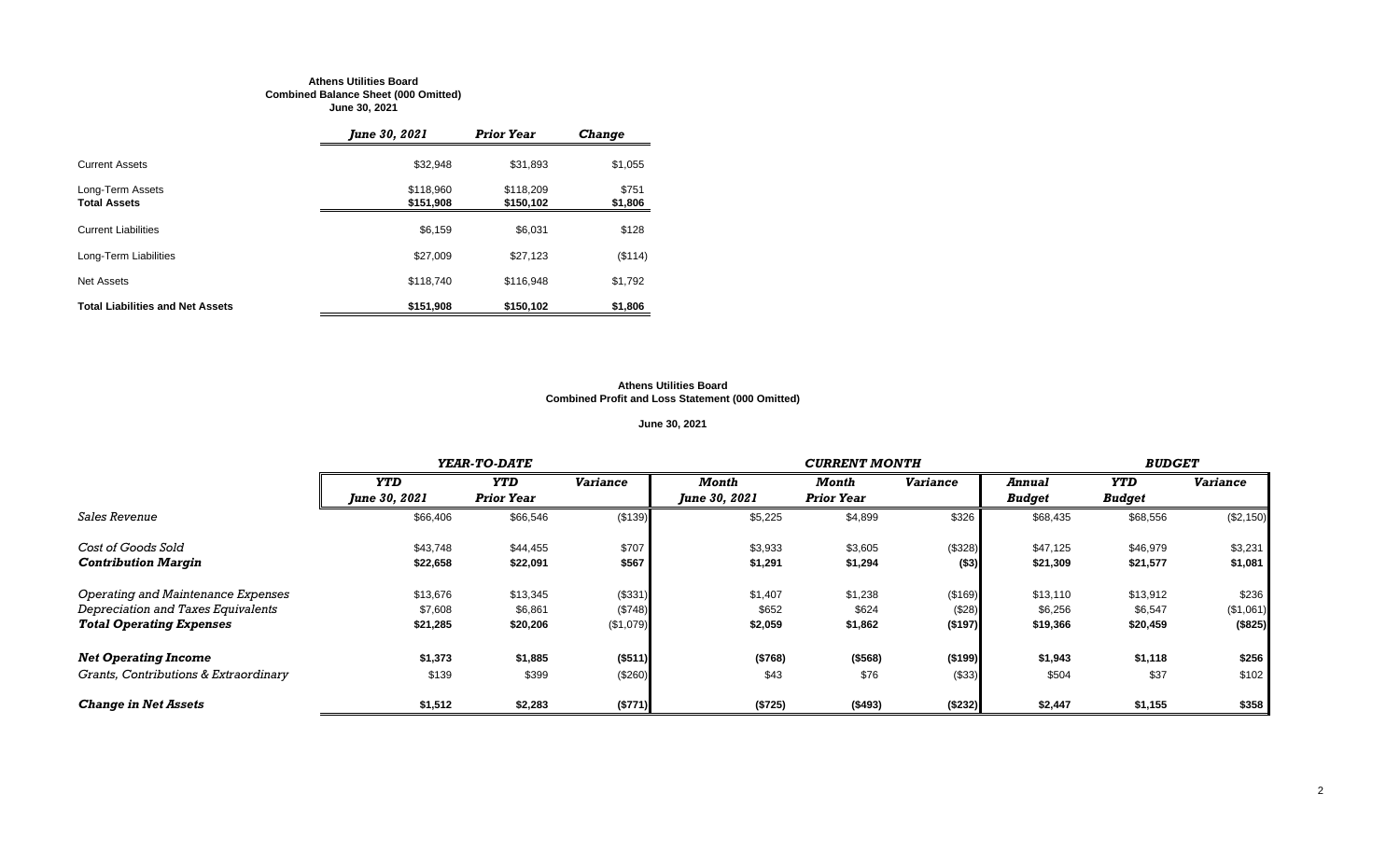**Athens Utilities Board**
**Combined Balance Sheet (000 Omitted)**
**June 30, 2021**

| | *June 30, 2021* | *Prior Year* | *Change* |
|---|---|---|---|
| Current Assets | $32,948 | $31,893 | $1,055 |
| Long-Term Assets | $118,960 | $118,209 | $751 |
| **Total Assets** | **$151,908** | **$150,102** | **$1,806** |
| Current Liabilities | $6,159 | $6,031 | $128 |
| Long-Term Liabilities | $27,009 | $27,123 | ($114) |
| Net Assets | $118,740 | $116,948 | $1,792 |
| **Total Liabilities and Net Assets** | **$151,908** | **$150,102** | **$1,806** |

**Athens Utilities Board**
**Combined Profit and Loss Statement (000 Omitted)**

**June 30, 2021**

| | *YEAR-TO-DATE* | | | *CURRENT MONTH* | | | *BUDGET* | | |
|---|---|---|---|---|---|---|---|---|---|
| | *YTD June 30, 2021* | *YTD Prior Year* | *Variance* | *Month June 30, 2021* | *Month Prior Year* | *Variance* | *Annual Budget* | *YTD Budget* | *Variance* |
| *Sales Revenue* | $66,406 | $66,546 | ($139) | $5,225 | $4,899 | $326 | $68,435 | $68,556 | ($2,150) |
| *Cost of Goods Sold* | $43,748 | $44,455 | $707 | $3,933 | $3,605 | ($328) | $47,125 | $46,979 | $3,231 |
| ***Contribution Margin*** | **$22,658** | **$22,091** | **$567** | **$1,291** | **$1,294** | **($3)** | **$21,309** | **$21,577** | **$1,081** |
| *Operating and Maintenance Expenses* | $13,676 | $13,345 | ($331) | $1,407 | $1,238 | ($169) | $13,110 | $13,912 | $236 |
| *Depreciation and Taxes Equivalents* | $7,608 | $6,861 | ($748) | $652 | $624 | ($28) | $6,256 | $6,547 | ($1,061) |
| ***Total Operating Expenses*** | **$21,285** | **$20,206** | **($1,079)** | **$2,059** | **$1,862** | **($197)** | **$19,366** | **$20,459** | **($825)** |
| ***Net Operating Income*** | **$1,373** | **$1,885** | **($511)** | **($768)** | **($568)** | **($199)** | **$1,943** | **$1,118** | **$256** |
| *Grants, Contributions & Extraordinary* | $139 | $399 | ($260) | $43 | $76 | ($33) | $504 | $37 | $102 |
| ***Change in Net Assets*** | **$1,512** | **$2,283** | **($771)** | **($725)** | **($493)** | **($232)** | **$2,447** | **$1,155** | **$358** |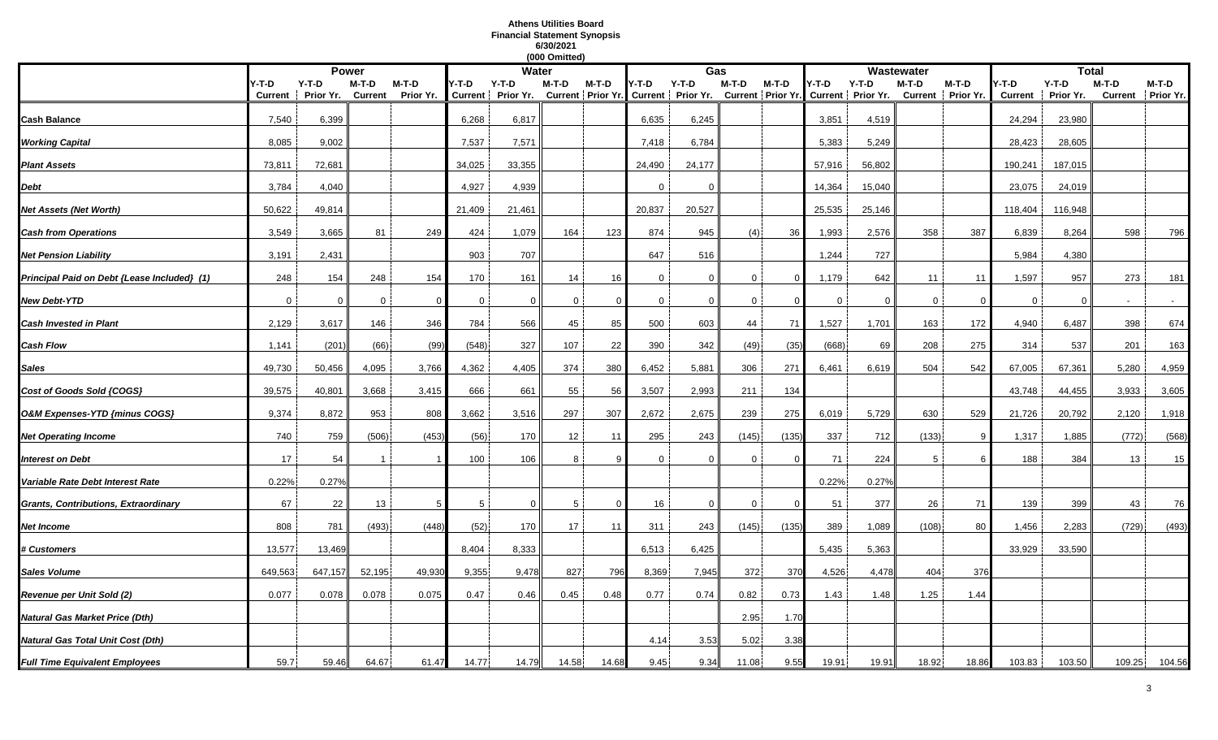# Athens Utilities Board
## Financial Statement Synopsis
### 6/30/2021
### (000 Omitted)

| | Power | | | | Water | | | | Gas | | | | Wastewater | | | | Total | | | |
|---|---|---|---|---|---|---|---|---|---|---|---|---|---|---|---|---|---|---|---|---|
| | Y-T-D Current | Y-T-D Prior Yr. | M-T-D Current | M-T-D Prior Yr. | Y-T-D Current | Y-T-D Prior Yr. | M-T-D Current | M-T-D Prior Yr. | Y-T-D Current | Y-T-D Prior Yr. | M-T-D Current | M-T-D Prior Yr. | Y-T-D Current | Y-T-D Prior Yr. | M-T-D Current | M-T-D Prior Yr. | Y-T-D Current | Y-T-D Prior Yr. | M-T-D Current | M-T-D Prior Yr. |
| **Cash Balance** | 7,540 | 6,399 | | | 6,268 | 6,817 | | | 6,635 | 6,245 | | | 3,851 | 4,519 | | | 24,294 | 23,980 | | |
| ***Working Capital*** | 8,085 | 9,002 | | | 7,537 | 7,571 | | | 7,418 | 6,784 | | | 5,383 | 5,249 | | | 28,423 | 28,605 | | |
| ***Plant Assets*** | 73,811 | 72,681 | | | 34,025 | 33,355 | | | 24,490 | 24,177 | | | 57,916 | 56,802 | | | 190,241 | 187,015 | | |
| ***Debt*** | 3,784 | 4,040 | | | 4,927 | 4,939 | | | 0 | 0 | | | 14,364 | 15,040 | | | 23,075 | 24,019 | | |
| ***Net Assets (Net Worth)*** | 50,622 | 49,814 | | | 21,409 | 21,461 | | | 20,837 | 20,527 | | | 25,535 | 25,146 | | | 118,404 | 116,948 | | |
| ***Cash from Operations*** | 3,549 | 3,665 | 81 | 249 | 424 | 1,079 | 164 | 123 | 874 | 945 | (4) | 36 | 1,993 | 2,576 | 358 | 387 | 6,839 | 8,264 | 598 | 796 |
| ***Net Pension Liability*** | 3,191 | 2,431 | | | 903 | 707 | | | 647 | 516 | | | 1,244 | 727 | | | 5,984 | 4,380 | | |
| ***Principal Paid on Debt {Lease Included} (1)*** | 248 | 154 | 248 | 154 | 170 | 161 | 14 | 16 | 0 | 0 | 0 | 0 | 1,179 | 642 | 11 | 11 | 1,597 | 957 | 273 | 181 |
| ***New Debt-YTD*** | 0 | 0 | 0 | 0 | 0 | 0 | 0 | 0 | 0 | 0 | 0 | 0 | 0 | 0 | 0 | 0 | 0 | 0 | - | - |
| ***Cash Invested in Plant*** | 2,129 | 3,617 | 146 | 346 | 784 | 566 | 45 | 85 | 500 | 603 | 44 | 71 | 1,527 | 1,701 | 163 | 172 | 4,940 | 6,487 | 398 | 674 |
| ***Cash Flow*** | 1,141 | (201) | (66) | (99) | (548) | 327 | 107 | 22 | 390 | 342 | (49) | (35) | (668) | 69 | 208 | 275 | 314 | 537 | 201 | 163 |
| ***Sales*** | 49,730 | 50,456 | 4,095 | 3,766 | 4,362 | 4,405 | 374 | 380 | 6,452 | 5,881 | 306 | 271 | 6,461 | 6,619 | 504 | 542 | 67,005 | 67,361 | 5,280 | 4,959 |
| ***Cost of Goods Sold {COGS}*** | 39,575 | 40,801 | 3,668 | 3,415 | 666 | 661 | 55 | 56 | 3,507 | 2,993 | 211 | 134 | | | | | 43,748 | 44,455 | 3,933 | 3,605 |
| ***O&M Expenses-YTD {minus COGS}*** | 9,374 | 8,872 | 953 | 808 | 3,662 | 3,516 | 297 | 307 | 2,672 | 2,675 | 239 | 275 | 6,019 | 5,729 | 630 | 529 | 21,726 | 20,792 | 2,120 | 1,918 |
| ***Net Operating Income*** | 740 | 759 | (506) | (453) | (56) | 170 | 12 | 11 | 295 | 243 | (145) | (135) | 337 | 712 | (133) | 9 | 1,317 | 1,885 | (772) | (568) |
| ***Interest on Debt*** | 17 | 54 | 1 | 1 | 100 | 106 | 8 | 9 | 0 | 0 | 0 | 0 | 71 | 224 | 5 | 6 | 188 | 384 | 13 | 15 |
| ***Variable Rate Debt Interest Rate*** | 0.22% | 0.27% | | | | | | | | | | | 0.22% | 0.27% | | | | | | |
| ***Grants, Contributions, Extraordinary*** | 67 | 22 | 13 | 5 | 5 | 0 | 5 | 0 | 16 | 0 | 0 | 0 | 51 | 377 | 26 | 71 | 139 | 399 | 43 | 76 |
| ***Net Income*** | 808 | 781 | (493) | (448) | (52) | 170 | 17 | 11 | 311 | 243 | (145) | (135) | 389 | 1,089 | (108) | 80 | 1,456 | 2,283 | (729) | (493) |
| ***# Customers*** | 13,577 | 13,469 | | | 8,404 | 8,333 | | | 6,513 | 6,425 | | | 5,435 | 5,363 | | | 33,929 | 33,590 | | |
| ***Sales Volume*** | 649,563 | 647,157 | 52,195 | 49,930 | 9,355 | 9,478 | 827 | 796 | 8,369 | 7,945 | 372 | 370 | 4,526 | 4,478 | 404 | 376 | | | | |
| ***Revenue per Unit Sold (2)*** | 0.077 | 0.078 | 0.078 | 0.075 | 0.47 | 0.46 | 0.45 | 0.48 | 0.77 | 0.74 | 0.82 | 0.73 | 1.43 | 1.48 | 1.25 | 1.44 | | | | |
| ***Natural Gas Market Price (Dth)*** | | | | | | | | | | | 2.95 | 1.70 | | | | | | | | |
| ***Natural Gas Total Unit Cost (Dth)*** | | | | | | | | | 4.14 | 3.53 | 5.02 | 3.38 | | | | | | | | |
| ***Full Time Equivalent Employees*** | 59.7 | 59.46 | 64.67 | 61.47 | 14.77 | 14.79 | 14.58 | 14.68 | 9.45 | 9.34 | 11.08 | 9.55 | 19.91 | 19.91 | 18.92 | 18.86 | 103.83 | 103.50 | 109.25 | 104.56 |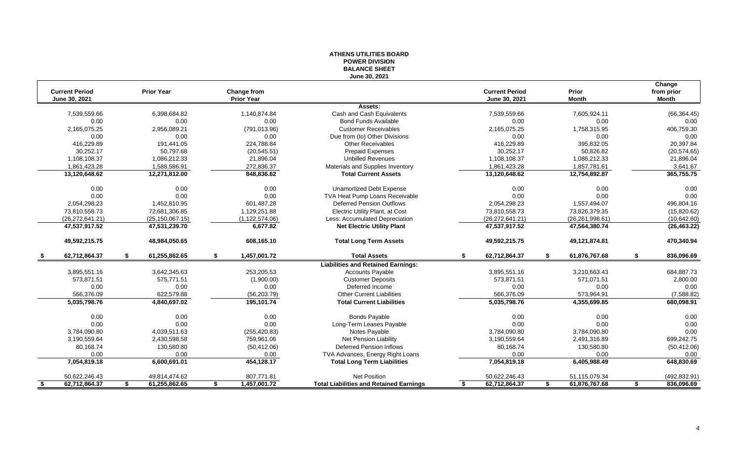# ATHENS UTILITIES BOARD
## POWER DIVISION
## BALANCE SHEET
### June 30, 2021

| Current Period June 30, 2021 | Prior Year | Change from Prior Year | | Current Period June 30, 2021 | Prior Month | Change from prior Month |
|---|---|---|---|---|---|---|
| | | | **Assets:** | | | |
| 7,539,559.66 | 6,398,684.82 | 1,140,874.84 | Cash and Cash Equivalents | 7,539,559.66 | 7,605,924.11 | (66,364.45) |
| 0.00 | 0.00 | 0.00 | Bond Funds Available | 0.00 | 0.00 | 0.00 |
| 2,165,075.25 | 2,956,089.21 | (791,013.96) | Customer Receivables | 2,165,075.25 | 1,758,315.95 | 406,759.30 |
| 0.00 | 0.00 | 0.00 | Due from (to) Other Divisions | 0.00 | 0.00 | 0.00 |
| 416,229.89 | 191,441.05 | 224,788.84 | Other Receivables | 416,229.89 | 395,832.05 | 20,397.84 |
| 30,252.17 | 50,797.68 | (20,545.51) | Prepaid Expenses | 30,252.17 | 50,826.82 | (20,574.65) |
| 1,108,108.37 | 1,086,212.33 | 21,896.04 | Unbilled Revenues | 1,108,108.37 | 1,086,212.33 | 21,896.04 |
| 1,861,423.28 | 1,588,586.91 | 272,836.37 | Materials and Supplies Inventory | 1,861,423.28 | 1,857,781.61 | 3,641.67 |
| **13,120,648.62** | **12,271,812.00** | **848,836.62** | **Total Current Assets** | **13,120,648.62** | **12,754,892.87** | **365,755.75** |
| 0.00 | 0.00 | 0.00 | Unamortized Debt Expense | 0.00 | 0.00 | 0.00 |
| 0.00 | 0.00 | 0.00 | TVA Heat Pump Loans Receivable | 0.00 | 0.00 | 0.00 |
| 2,054,298.23 | 1,452,810.95 | 601,487.28 | Deferred Pension Outflows | 2,054,298.23 | 1,557,494.07 | 496,804.16 |
| 73,810,558.73 | 72,681,306.85 | 1,129,251.88 | Electric Utility Plant, at Cost | 73,810,558.73 | 73,826,379.35 | (15,820.62) |
| (26,272,641.21) | (25,150,067.15) | (1,122,574.06) | Less: Accumulated Depreciation | (26,272,641.21) | (26,261,998.61) | (10,642.60) |
| **47,537,917.52** | **47,531,239.70** | **6,677.82** | **Net Electric Utility Plant** | **47,537,917.52** | **47,564,380.74** | **(26,463.22)** |
| **49,592,215.75** | **48,984,050.65** | **608,165.10** | **Total Long Term Assets** | **49,592,215.75** | **49,121,874.81** | **470,340.94** |
| **$ 62,712,864.37** | **$ 61,255,862.65** | **$ 1,457,001.72** | **Total Assets** | **$ 62,712,864.37** | **$ 61,876,767.68** | **$ 836,096.69** |
| | | | **Liabilities and Retained Earnings:** | | | |
| 3,895,551.16 | 3,642,345.63 | 253,205.53 | Accounts Payable | 3,895,551.16 | 3,210,663.43 | 684,887.73 |
| 573,871.51 | 575,771.51 | (1,900.00) | Customer Deposits | 573,871.51 | 571,071.51 | 2,800.00 |
| 0.00 | 0.00 | 0.00 | Deferred Income | 0.00 | 0.00 | 0.00 |
| 566,376.09 | 622,579.88 | (56,203.79) | Other Current Liabilities | 566,376.09 | 573,964.91 | (7,588.82) |
| **5,035,798.76** | **4,840,697.02** | **195,101.74** | **Total Current Liabilities** | **5,035,798.76** | **4,355,699.85** | **680,098.91** |
| 0.00 | 0.00 | 0.00 | Bonds Payable | 0.00 | 0.00 | 0.00 |
| 0.00 | 0.00 | 0.00 | Long-Term Leases Payable | 0.00 | 0.00 | 0.00 |
| 3,784,090.80 | 4,039,511.63 | (255,420.83) | Notes Payable | 3,784,090.80 | 3,784,090.80 | 0.00 |
| 3,190,559.64 | 2,430,598.58 | 759,961.06 | Net Pension Liability | 3,190,559.64 | 2,491,316.89 | 699,242.75 |
| 80,168.74 | 130,580.80 | (50,412.06) | Deferred Pension Inflows | 80,168.74 | 130,580.80 | (50,412.06) |
| 0.00 | 0.00 | 0.00 | TVA Advances, Energy Right Loans | 0.00 | 0.00 | 0.00 |
| **7,054,819.18** | **6,600,691.01** | **454,128.17** | **Total Long Term Liabilities** | **7,054,819.18** | **6,405,988.49** | **648,830.69** |
| 50,622,246.43 | 49,814,474.62 | 807,771.81 | Net Position | 50,622,246.43 | 51,115,079.34 | (492,832.91) |
| **$ 62,712,864.37** | **$ 61,255,862.65** | **$ 1,457,001.72** | **Total Liabilities and Retained Earnings** | **$ 62,712,864.37** | **$ 61,876,767.68** | **$ 836,096.69** |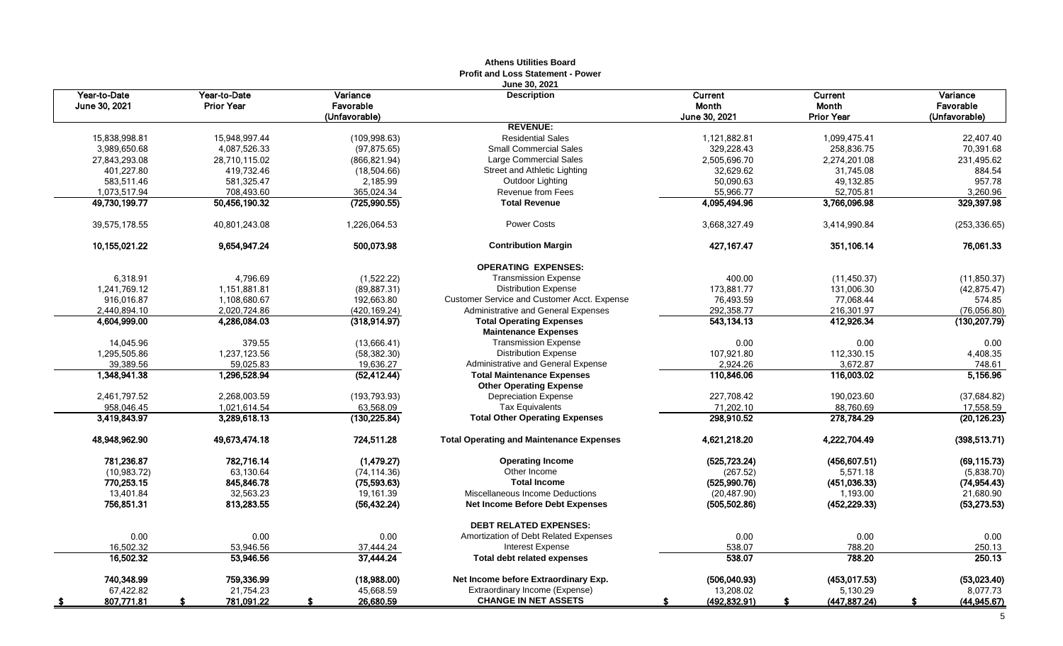# Athens Utilities Board
## Profit and Loss Statement - Power
### June 30, 2021

| Year-to-Date June 30, 2021 | Year-to-Date Prior Year | Variance Favorable (Unfavorable) | Description | Current Month June 30, 2021 | Current Month Prior Year | Variance Favorable (Unfavorable) |
|---:|---:|---:|:---:|---:|---:|---:|
| | | | **REVENUE:** | | | |
| 15,838,998.81 | 15,948,997.44 | (109,998.63) | Residential Sales | 1,121,882.81 | 1,099,475.41 | 22,407.40 |
| 3,989,650.68 | 4,087,526.33 | (97,875.65) | Small Commercial Sales | 329,228.43 | 258,836.75 | 70,391.68 |
| 27,843,293.08 | 28,710,115.02 | (866,821.94) | Large Commercial Sales | 2,505,696.70 | 2,274,201.08 | 231,495.62 |
| 401,227.80 | 419,732.46 | (18,504.66) | Street and Athletic Lighting | 32,629.62 | 31,745.08 | 884.54 |
| 583,511.46 | 581,325.47 | 2,185.99 | Outdoor Lighting | 50,090.63 | 49,132.85 | 957.78 |
| 1,073,517.94 | 708,493.60 | 365,024.34 | Revenue from Fees | 55,966.77 | 52,705.81 | 3,260.96 |
| **49,730,199.77** | **50,456,190.32** | **(725,990.55)** | **Total Revenue** | **4,095,494.96** | **3,766,096.98** | **329,397.98** |
| 39,575,178.55 | 40,801,243.08 | 1,226,064.53 | Power Costs | 3,668,327.49 | 3,414,990.84 | (253,336.65) |
| **10,155,021.22** | **9,654,947.24** | **500,073.98** | **Contribution Margin** | **427,167.47** | **351,106.14** | **76,061.33** |
| | | | **OPERATING EXPENSES:** | | | |
| 6,318.91 | 4,796.69 | (1,522.22) | Transmission Expense | 400.00 | (11,450.37) | (11,850.37) |
| 1,241,769.12 | 1,151,881.81 | (89,887.31) | Distribution Expense | 173,881.77 | 131,006.30 | (42,875.47) |
| 916,016.87 | 1,108,680.67 | 192,663.80 | Customer Service and Customer Acct. Expense | 76,493.59 | 77,068.44 | 574.85 |
| 2,440,894.10 | 2,020,724.86 | (420,169.24) | Administrative and General Expenses | 292,358.77 | 216,301.97 | (76,056.80) |
| **4,604,999.00** | **4,286,084.03** | **(318,914.97)** | **Total Operating Expenses** | **543,134.13** | **412,926.34** | **(130,207.79)** |
| | | | **Maintenance Expenses** | | | |
| 14,045.96 | 379.55 | (13,666.41) | Transmission Expense | 0.00 | 0.00 | 0.00 |
| 1,295,505.86 | 1,237,123.56 | (58,382.30) | Distribution Expense | 107,921.80 | 112,330.15 | 4,408.35 |
| 39,389.56 | 59,025.83 | 19,636.27 | Administrative and General Expense | 2,924.26 | 3,672.87 | 748.61 |
| **1,348,941.38** | **1,296,528.94** | **(52,412.44)** | **Total Maintenance Expenses** | **110,846.06** | **116,003.02** | **5,156.96** |
| | | | **Other Operating Expense** | | | |
| 2,461,797.52 | 2,268,003.59 | (193,793.93) | Depreciation Expense | 227,708.42 | 190,023.60 | (37,684.82) |
| 958,046.45 | 1,021,614.54 | 63,568.09 | Tax Equivalents | 71,202.10 | 88,760.69 | 17,558.59 |
| **3,419,843.97** | **3,289,618.13** | **(130,225.84)** | **Total Other Operating Expenses** | **298,910.52** | **278,784.29** | **(20,126.23)** |
| **48,948,962.90** | **49,673,474.18** | **724,511.28** | **Total Operating and Maintenance Expenses** | **4,621,218.20** | **4,222,704.49** | **(398,513.71)** |
| **781,236.87** | **782,716.14** | **(1,479.27)** | **Operating Income** | **(525,723.24)** | **(456,607.51)** | **(69,115.73)** |
| (10,983.72) | 63,130.64 | (74,114.36) | Other Income | (267.52) | 5,571.18 | (5,838.70) |
| **770,253.15** | **845,846.78** | **(75,593.63)** | **Total Income** | **(525,990.76)** | **(451,036.33)** | **(74,954.43)** |
| 13,401.84 | 32,563.23 | 19,161.39 | Miscellaneous Income Deductions | (20,487.90) | 1,193.00 | 21,680.90 |
| **756,851.31** | **813,283.55** | **(56,432.24)** | **Net Income Before Debt Expenses** | **(505,502.86)** | **(452,229.33)** | **(53,273.53)** |
| | | | **DEBT RELATED EXPENSES:** | | | |
| 0.00 | 0.00 | 0.00 | Amortization of Debt Related Expenses | 0.00 | 0.00 | 0.00 |
| 16,502.32 | 53,946.56 | 37,444.24 | Interest Expense | 538.07 | 788.20 | 250.13 |
| **16,502.32** | **53,946.56** | **37,444.24** | **Total debt related expenses** | **538.07** | **788.20** | **250.13** |
| **740,348.99** | **759,336.99** | **(18,988.00)** | **Net Income before Extraordinary Exp.** | **(506,040.93)** | **(453,017.53)** | **(53,023.40)** |
| 67,422.82 | 21,754.23 | 45,668.59 | Extraordinary Income (Expense) | 13,208.02 | 5,130.29 | 8,077.73 |
| **$ 807,771.81** | **$ 781,091.22** | **$ 26,680.59** | **CHANGE IN NET ASSETS** | **$ (492,832.91)** | **$ (447,887.24)** | **$ (44,945.67)** |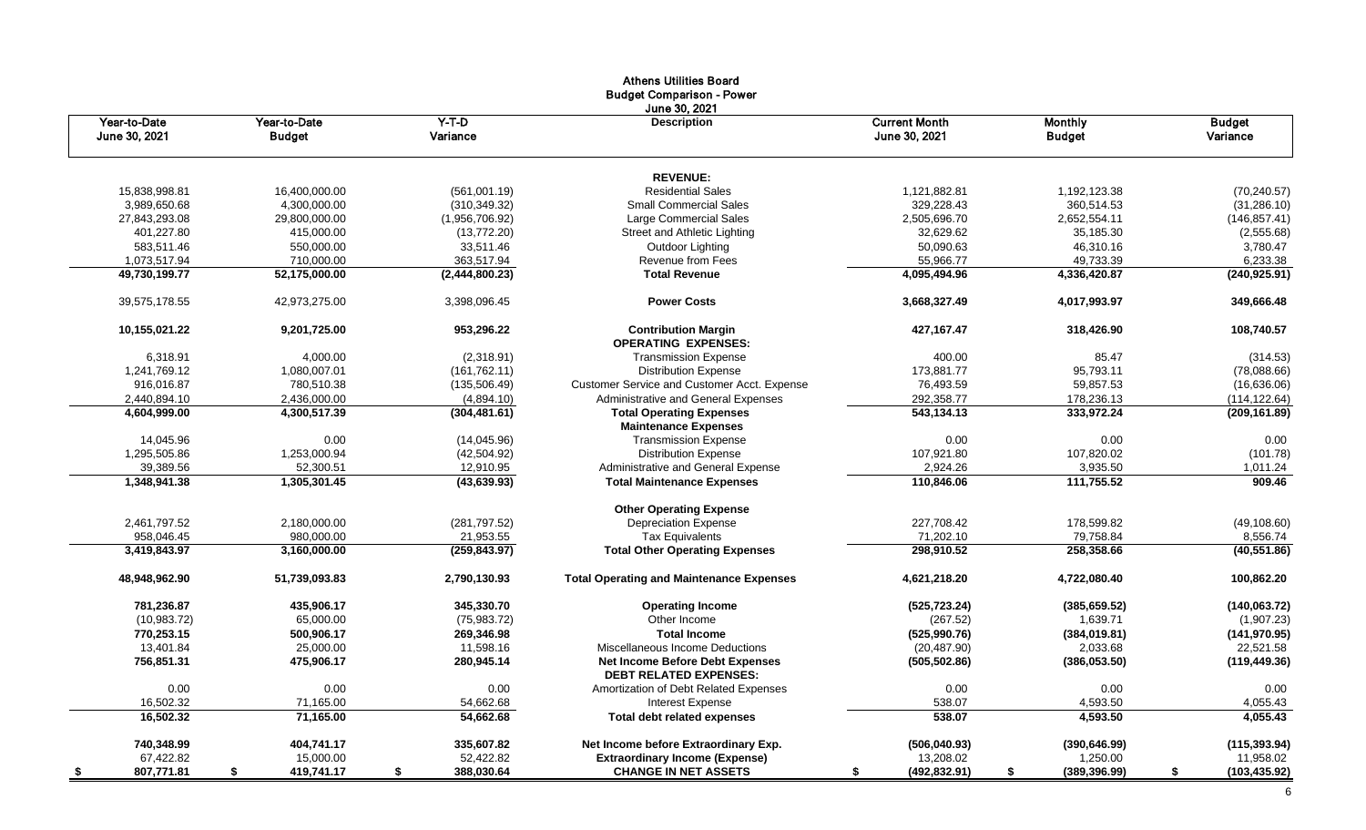# Athens Utilities Board
## Budget Comparison - Power
### June 30, 2021

| Year-to-Date June 30, 2021 | Year-to-Date Budget | Y-T-D Variance | Description | Current Month June 30, 2021 | Monthly Budget | Budget Variance |
|---|---|---|---|---|---|---|
| | | | **REVENUE:** | | | |
| 15,838,998.81 | 16,400,000.00 | (561,001.19) | Residential Sales | 1,121,882.81 | 1,192,123.38 | (70,240.57) |
| 3,989,650.68 | 4,300,000.00 | (310,349.32) | Small Commercial Sales | 329,228.43 | 360,514.53 | (31,286.10) |
| 27,843,293.08 | 29,800,000.00 | (1,956,706.92) | Large Commercial Sales | 2,505,696.70 | 2,652,554.11 | (146,857.41) |
| 401,227.80 | 415,000.00 | (13,772.20) | Street and Athletic Lighting | 32,629.62 | 35,185.30 | (2,555.68) |
| 583,511.46 | 550,000.00 | 33,511.46 | Outdoor Lighting | 50,090.63 | 46,310.16 | 3,780.47 |
| 1,073,517.94 | 710,000.00 | 363,517.94 | Revenue from Fees | 55,966.77 | 49,733.39 | 6,233.38 |
| **49,730,199.77** | **52,175,000.00** | **(2,444,800.23)** | **Total Revenue** | **4,095,494.96** | **4,336,420.87** | **(240,925.91)** |
| 39,575,178.55 | 42,973,275.00 | 3,398,096.45 | **Power Costs** | 3,668,327.49 | 4,017,993.97 | 349,666.48 |
| **10,155,021.22** | **9,201,725.00** | **953,296.22** | **Contribution Margin** | **427,167.47** | **318,426.90** | **108,740.57** |
| | | | **OPERATING EXPENSES:** | | | |
| 6,318.91 | 4,000.00 | (2,318.91) | Transmission Expense | 400.00 | 85.47 | (314.53) |
| 1,241,769.12 | 1,080,007.01 | (161,762.11) | Distribution Expense | 173,881.77 | 95,793.11 | (78,088.66) |
| 916,016.87 | 780,510.38 | (135,506.49) | Customer Service and Customer Acct. Expense | 76,493.59 | 59,857.53 | (16,636.06) |
| 2,440,894.10 | 2,436,000.00 | (4,894.10) | Administrative and General Expenses | 292,358.77 | 178,236.13 | (114,122.64) |
| **4,604,999.00** | **4,300,517.39** | **(304,481.61)** | **Total Operating Expenses** | **543,134.13** | **333,972.24** | **(209,161.89)** |
| | | | **Maintenance Expenses** | | | |
| 14,045.96 | 0.00 | (14,045.96) | Transmission Expense | 0.00 | 0.00 | 0.00 |
| 1,295,505.86 | 1,253,000.94 | (42,504.92) | Distribution Expense | 107,921.80 | 107,820.02 | (101.78) |
| 39,389.56 | 52,300.51 | 12,910.95 | Administrative and General Expense | 2,924.26 | 3,935.50 | 1,011.24 |
| **1,348,941.38** | **1,305,301.45** | **(43,639.93)** | **Total Maintenance Expenses** | **110,846.06** | **111,755.52** | **909.46** |
| | | | **Other Operating Expense** | | | |
| 2,461,797.52 | 2,180,000.00 | (281,797.52) | Depreciation Expense | 227,708.42 | 178,599.82 | (49,108.60) |
| 958,046.45 | 980,000.00 | 21,953.55 | Tax Equivalents | 71,202.10 | 79,758.84 | 8,556.74 |
| **3,419,843.97** | **3,160,000.00** | **(259,843.97)** | **Total Other Operating Expenses** | **298,910.52** | **258,358.66** | **(40,551.86)** |
| **48,948,962.90** | **51,739,093.83** | **2,790,130.93** | **Total Operating and Maintenance Expenses** | **4,621,218.20** | **4,722,080.40** | **100,862.20** |
| **781,236.87** | **435,906.17** | **345,330.70** | **Operating Income** | **(525,723.24)** | **(385,659.52)** | **(140,063.72)** |
| (10,983.72) | 65,000.00 | (75,983.72) | Other Income | (267.52) | 1,639.71 | (1,907.23) |
| **770,253.15** | **500,906.17** | **269,346.98** | **Total Income** | **(525,990.76)** | **(384,019.81)** | **(141,970.95)** |
| 13,401.84 | 25,000.00 | 11,598.16 | Miscellaneous Income Deductions | (20,487.90) | 2,033.68 | 22,521.58 |
| **756,851.31** | **475,906.17** | **280,945.14** | **Net Income Before Debt Expenses** | **(505,502.86)** | **(386,053.50)** | **(119,449.36)** |
| | | | **DEBT RELATED EXPENSES:** | | | |
| 0.00 | 0.00 | 0.00 | Amortization of Debt Related Expenses | 0.00 | 0.00 | 0.00 |
| 16,502.32 | 71,165.00 | 54,662.68 | Interest Expense | 538.07 | 4,593.50 | 4,055.43 |
| **16,502.32** | **71,165.00** | **54,662.68** | **Total debt related expenses** | **538.07** | **4,593.50** | **4,055.43** |
| **740,348.99** | **404,741.17** | **335,607.82** | **Net Income before Extraordinary Exp.** | **(506,040.93)** | **(390,646.99)** | **(115,393.94)** |
| 67,422.82 | 15,000.00 | 52,422.82 | **Extraordinary Income (Expense)** | 13,208.02 | 1,250.00 | 11,958.02 |
| **$ 807,771.81** | **$ 419,741.17** | **$ 388,030.64** | **CHANGE IN NET ASSETS** | **$ (492,832.91)** | **$ (389,396.99)** | **$ (103,435.92)** |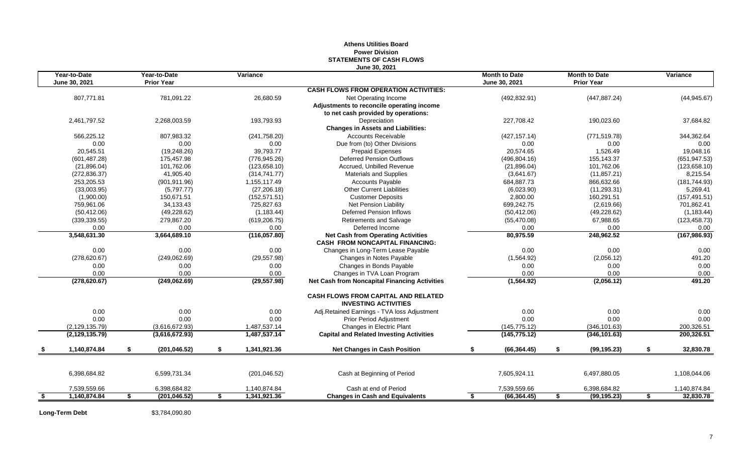# Athens Utilities Board
## Power Division
## STATEMENTS OF CASH FLOWS
### June 30, 2021

| Year-to-Date June 30, 2021 | Year-to-Date Prior Year | Variance | | Month to Date June 30, 2021 | Month to Date Prior Year | Variance |
|---|---|---|---|---|---|---|
| | | | **CASH FLOWS FROM OPERATION ACTIVITIES:** | | | |
| 807,771.81 | 781,091.22 | 26,680.59 | Net Operating Income | (492,832.91) | (447,887.24) | (44,945.67) |
| | | | **Adjustments to reconcile operating income** | | | |
| | | | **to net cash provided by operations:** | | | |
| 2,461,797.52 | 2,268,003.59 | 193,793.93 | Depreciation | 227,708.42 | 190,023.60 | 37,684.82 |
| | | | **Changes in Assets and Liabilities:** | | | |
| 566,225.12 | 807,983.32 | (241,758.20) | Accounts Receivable | (427,157.14) | (771,519.78) | 344,362.64 |
| 0.00 | 0.00 | 0.00 | Due from (to) Other Divisions | 0.00 | 0.00 | 0.00 |
| 20,545.51 | (19,248.26) | 39,793.77 | Prepaid Expenses | 20,574.65 | 1,526.49 | 19,048.16 |
| (601,487.28) | 175,457.98 | (776,945.26) | Deferred Pension Outflows | (496,804.16) | 155,143.37 | (651,947.53) |
| (21,896.04) | 101,762.06 | (123,658.10) | Accrued, Unbilled Revenue | (21,896.04) | 101,762.06 | (123,658.10) |
| (272,836.37) | 41,905.40 | (314,741.77) | Materials and Supplies | (3,641.67) | (11,857.21) | 8,215.54 |
| 253,205.53 | (901,911.96) | 1,155,117.49 | Accounts Payable | 684,887.73 | 866,632.66 | (181,744.93) |
| (33,003.95) | (5,797.77) | (27,206.18) | Other Current Liabilities | (6,023.90) | (11,293.31) | 5,269.41 |
| (1,900.00) | 150,671.51 | (152,571.51) | Customer Deposits | 2,800.00 | 160,291.51 | (157,491.51) |
| 759,961.06 | 34,133.43 | 725,827.63 | Net Pension Liability | 699,242.75 | (2,619.66) | 701,862.41 |
| (50,412.06) | (49,228.62) | (1,183.44) | Deferred Pension Inflows | (50,412.06) | (49,228.62) | (1,183.44) |
| (339,339.55) | 279,867.20 | (619,206.75) | Retirements and Salvage | (55,470.08) | 67,988.65 | (123,458.73) |
| 0.00 | 0.00 | 0.00 | Deferred Income | 0.00 | 0.00 | 0.00 |
| **3,548,631.30** | **3,664,689.10** | **(116,057.80)** | **Net Cash from Operating Activities** | **80,975.59** | **248,962.52** | **(167,986.93)** |
| | | | **CASH FROM NONCAPITAL FINANCING:** | | | |
| 0.00 | 0.00 | 0.00 | Changes in Long-Term Lease Payable | 0.00 | 0.00 | 0.00 |
| (278,620.67) | (249,062.69) | (29,557.98) | Changes in Notes Payable | (1,564.92) | (2,056.12) | 491.20 |
| 0.00 | 0.00 | 0.00 | Changes in Bonds Payable | 0.00 | 0.00 | 0.00 |
| 0.00 | 0.00 | 0.00 | Changes in TVA Loan Program | 0.00 | 0.00 | 0.00 |
| **(278,620.67)** | **(249,062.69)** | **(29,557.98)** | **Net Cash from Noncapital Financing Activities** | **(1,564.92)** | **(2,056.12)** | **491.20** |
| | | | **CASH FLOWS FROM CAPITAL AND RELATED INVESTING ACTIVITIES** | | | |
| 0.00 | 0.00 | 0.00 | Adj.Retained Earnings - TVA loss Adjustment | 0.00 | 0.00 | 0.00 |
| 0.00 | 0.00 | 0.00 | Prior Period Adjustment | 0.00 | 0.00 | 0.00 |
| (2,129,135.79) | (3,616,672.93) | 1,487,537.14 | Changes in Electric Plant | (145,775.12) | (346,101.63) | 200,326.51 |
| **(2,129,135.79)** | **(3,616,672.93)** | **1,487,537.14** | **Capital and Related Investing Activities** | **(145,775.12)** | **(346,101.63)** | **200,326.51** |
| **$ 1,140,874.84** | **$ (201,046.52)** | **$ 1,341,921.36** | **Net Changes in Cash Position** | **$ (66,364.45)** | **$ (99,195.23)** | **$ 32,830.78** |
| 6,398,684.82 | 6,599,731.34 | (201,046.52) | Cash at Beginning of Period | 7,605,924.11 | 6,497,880.05 | 1,108,044.06 |
| 7,539,559.66 | 6,398,684.82 | 1,140,874.84 | Cash at end of Period | 7,539,559.66 | 6,398,684.82 | 1,140,874.84 |
| **$ 1,140,874.84** | **$ (201,046.52)** | **$ 1,341,921.36** | **Changes in Cash and Equivalents** | **$ (66,364.45)** | **$ (99,195.23)** | **$ 32,830.78** |

**Long-Term Debt** $3,784,090.80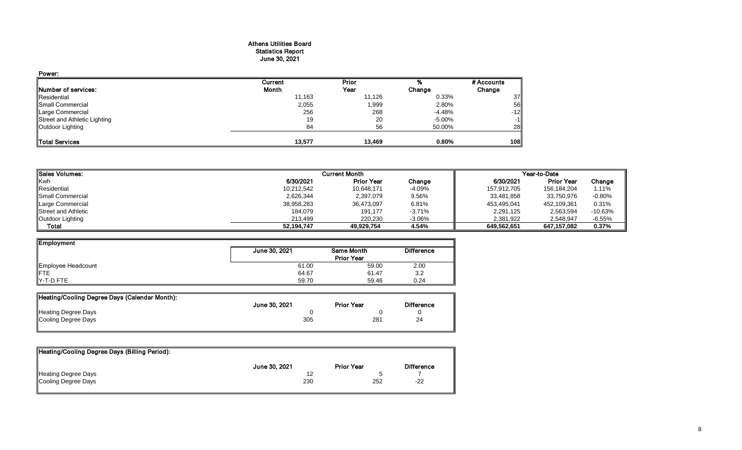# Athens Utilities Board
## Statistics Report
## June 30, 2021

**Power:**

| Number of services: | Current Month | Prior Year | % Change | # Accounts Change |
|---|---|---|---|---|
| Residential | 11,163 | 11,126 | 0.33% | 37 |
| Small Commercial | 2,055 | 1,999 | 2.80% | 56 |
| Large Commercial | 256 | 268 | -4.48% | -12 |
| Street and Athletic Lighting | 19 | 20 | -5.00% | -1 |
| Outdoor Lighting | 84 | 56 | 50.00% | 28 |
| **Total Services** | **13,577** | **13,469** | **0.80%** | **108** |

| Sales Volumes: | Current Month | | | Year-to-Date | | |
|---|---|---|---|---|---|---|
| Kwh | 6/30/2021 | Prior Year | Change | 6/30/2021 | Prior Year | Change |
| Residential | 10,212,542 | 10,648,171 | -4.09% | 157,912,705 | 156,184,204 | 1.11% |
| Small Commercial | 2,626,344 | 2,397,079 | 9.56% | 33,481,858 | 33,750,976 | -0.80% |
| Large Commercial | 38,958,283 | 36,473,097 | 6.81% | 453,495,041 | 452,109,361 | 0.31% |
| Street and Athletic | 184,079 | 191,177 | -3.71% | 2,291,125 | 2,563,594 | -10.63% |
| Outdoor Lighting | 213,499 | 220,230 | -3.06% | 2,381,922 | 2,548,947 | -6.55% |
| **Total** | **52,194,747** | **49,929,754** | **4.54%** | **649,562,651** | **647,157,082** | **0.37%** |

| Employment | June 30, 2021 | Same Month Prior Year | Difference |
|---|---|---|---|
| Employee Headcount | 61.00 | 59.00 | 2.00 |
| FTE | 64.67 | 61.47 | 3.2 |
| Y-T-D FTE | 59.70 | 59.46 | 0.24 |

| Heating/Cooling Degree Days (Calendar Month): | June 30, 2021 | Prior Year | Difference |
|---|---|---|---|
| Heating Degree Days | 0 | 0 | 0 |
| Cooling Degree Days | 305 | 281 | 24 |

| Heating/Cooling Degree Days (Billing Period): | June 30, 2021 | Prior Year | Difference |
|---|---|---|---|
| Heating Degree Days | 12 | 5 | 7 |
| Cooling Degree Days | 230 | 252 | -22 |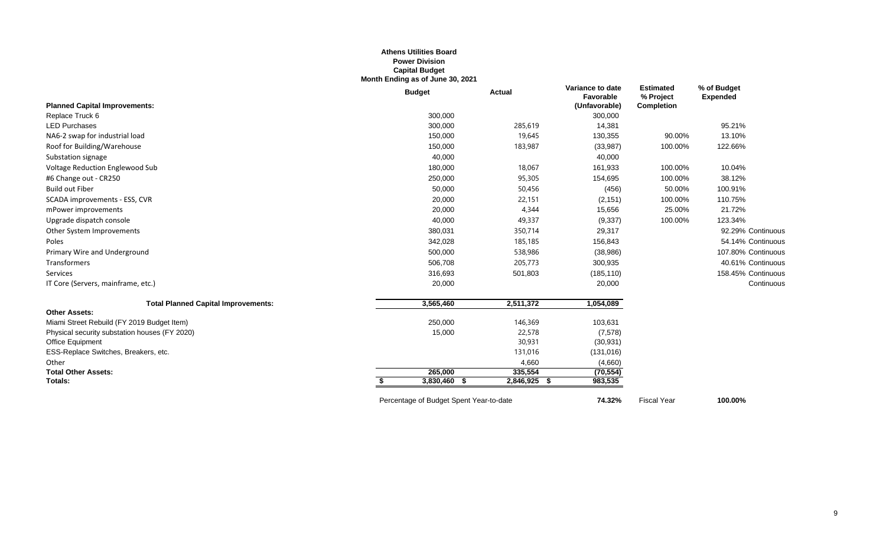**Athens Utilities Board**
**Power Division**
**Capital Budget**
**Month Ending as of June 30, 2021**

| Planned Capital Improvements: | Budget | Actual | Variance to date Favorable (Unfavorable) | Estimated % Project Completion | % of Budget Expended |
|---|---|---|---|---|---|
| Replace Truck 6 | 300,000 | | 300,000 | | |
| LED Purchases | 300,000 | 285,619 | 14,381 | | 95.21% |
| NA6-2 swap for industrial load | 150,000 | 19,645 | 130,355 | 90.00% | 13.10% |
| Roof for Building/Warehouse | 150,000 | 183,987 | (33,987) | 100.00% | 122.66% |
| Substation signage | 40,000 | | 40,000 | | |
| Voltage Reduction Englewood Sub | 180,000 | 18,067 | 161,933 | 100.00% | 10.04% |
| #6 Change out - CR250 | 250,000 | 95,305 | 154,695 | 100.00% | 38.12% |
| Build out Fiber | 50,000 | 50,456 | (456) | 50.00% | 100.91% |
| SCADA improvements - ESS, CVR | 20,000 | 22,151 | (2,151) | 100.00% | 110.75% |
| mPower improvements | 20,000 | 4,344 | 15,656 | 25.00% | 21.72% |
| Upgrade dispatch console | 40,000 | 49,337 | (9,337) | 100.00% | 123.34% |
| Other System Improvements | 380,031 | 350,714 | 29,317 | | 92.29% Continuous |
| Poles | 342,028 | 185,185 | 156,843 | | 54.14% Continuous |
| Primary Wire and Underground | 500,000 | 538,986 | (38,986) | | 107.80% Continuous |
| Transformers | 506,708 | 205,773 | 300,935 | | 40.61% Continuous |
| Services | 316,693 | 501,803 | (185,110) | | 158.45% Continuous |
| IT Core (Servers, mainframe, etc.) | 20,000 | | 20,000 | | Continuous |
| **Total Planned Capital Improvements:** | 3,565,460 | 2,511,372 | 1,054,089 | | |
| **Other Assets:** | | | | | |
| Miami Street Rebuild (FY 2019 Budget Item) | 250,000 | 146,369 | 103,631 | | |
| Physical security substation houses (FY 2020) | 15,000 | 22,578 | (7,578) | | |
| Office Equipment | | 30,931 | (30,931) | | |
| ESS-Replace Switches, Breakers, etc. | | 131,016 | (131,016) | | |
| Other | | 4,660 | (4,660) | | |
| **Total Other Assets:** | 265,000 | 335,554 | (70,554) | | |
| **Totals:** | $ 3,830,460 | $ 2,846,925 | $ 983,535 | | |

Percentage of Budget Spent Year-to-date **74.32%** Fiscal Year **100.00%**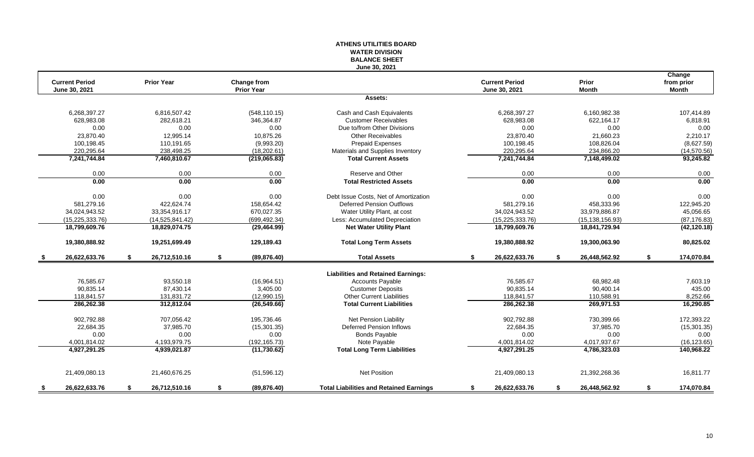# ATHENS UTILITIES BOARD
## WATER DIVISION
## BALANCE SHEET
### June 30, 2021

| Current Period June 30, 2021 | Prior Year | Change from Prior Year | | Current Period June 30, 2021 | Prior Month | Change from prior Month |
|---|---|---|---|---|---|---|
| | | | **Assets:** | | | |
| 6,268,397.27 | 6,816,507.42 | (548,110.15) | Cash and Cash Equivalents | 6,268,397.27 | 6,160,982.38 | 107,414.89 |
| 628,983.08 | 282,618.21 | 346,364.87 | Customer Receivables | 628,983.08 | 622,164.17 | 6,818.91 |
| 0.00 | 0.00 | 0.00 | Due to/from Other Divisions | 0.00 | 0.00 | 0.00 |
| 23,870.40 | 12,995.14 | 10,875.26 | Other Receivables | 23,870.40 | 21,660.23 | 2,210.17 |
| 100,198.45 | 110,191.65 | (9,993.20) | Prepaid Expenses | 100,198.45 | 108,826.04 | (8,627.59) |
| 220,295.64 | 238,498.25 | (18,202.61) | Materials and Supplies Inventory | 220,295.64 | 234,866.20 | (14,570.56) |
| **7,241,744.84** | **7,460,810.67** | **(219,065.83)** | **Total Current Assets** | **7,241,744.84** | **7,148,499.02** | **93,245.82** |
| 0.00 | 0.00 | 0.00 | Reserve and Other | 0.00 | 0.00 | 0.00 |
| **0.00** | **0.00** | **0.00** | **Total Restricted Assets** | **0.00** | **0.00** | **0.00** |
| 0.00 | 0.00 | 0.00 | Debt Issue Costs, Net of Amortization | 0.00 | 0.00 | 0.00 |
| 581,279.16 | 422,624.74 | 158,654.42 | Deferred Pension Outflows | 581,279.16 | 458,333.96 | 122,945.20 |
| 34,024,943.52 | 33,354,916.17 | 670,027.35 | Water Utility Plant, at cost | 34,024,943.52 | 33,979,886.87 | 45,056.65 |
| (15,225,333.76) | (14,525,841.42) | (699,492.34) | Less: Accumulated Depreciation | (15,225,333.76) | (15,138,156.93) | (87,176.83) |
| **18,799,609.76** | **18,829,074.75** | **(29,464.99)** | **Net Water Utility Plant** | **18,799,609.76** | **18,841,729.94** | **(42,120.18)** |
| **19,380,888.92** | **19,251,699.49** | **129,189.43** | **Total Long Term Assets** | **19,380,888.92** | **19,300,063.90** | **80,825.02** |
| **$ 26,622,633.76** | **$ 26,712,510.16** | **$ (89,876.40)** | **Total Assets** | **$ 26,622,633.76** | **$ 26,448,562.92** | **$ 174,070.84** |
| | | | **Liabilities and Retained Earnings:** | | | |
| 76,585.67 | 93,550.18 | (16,964.51) | Accounts Payable | 76,585.67 | 68,982.48 | 7,603.19 |
| 90,835.14 | 87,430.14 | 3,405.00 | Customer Deposits | 90,835.14 | 90,400.14 | 435.00 |
| 118,841.57 | 131,831.72 | (12,990.15) | Other Current Liabilities | 118,841.57 | 110,588.91 | 8,252.66 |
| **286,262.38** | **312,812.04** | **(26,549.66)** | **Total Current Liabilities** | **286,262.38** | **269,971.53** | **16,290.85** |
| 902,792.88 | 707,056.42 | 195,736.46 | Net Pension Liability | 902,792.88 | 730,399.66 | 172,393.22 |
| 22,684.35 | 37,985.70 | (15,301.35) | Deferred Pension Inflows | 22,684.35 | 37,985.70 | (15,301.35) |
| 0.00 | 0.00 | 0.00 | Bonds Payable | 0.00 | 0.00 | 0.00 |
| 4,001,814.02 | 4,193,979.75 | (192,165.73) | Note Payable | 4,001,814.02 | 4,017,937.67 | (16,123.65) |
| **4,927,291.25** | **4,939,021.87** | **(11,730.62)** | **Total Long Term Liabilities** | **4,927,291.25** | **4,786,323.03** | **140,968.22** |
| 21,409,080.13 | 21,460,676.25 | (51,596.12) | Net Position | 21,409,080.13 | 21,392,268.36 | 16,811.77 |
| **$ 26,622,633.76** | **$ 26,712,510.16** | **$ (89,876.40)** | **Total Liabilities and Retained Earnings** | **$ 26,622,633.76** | **$ 26,448,562.92** | **$ 174,070.84** |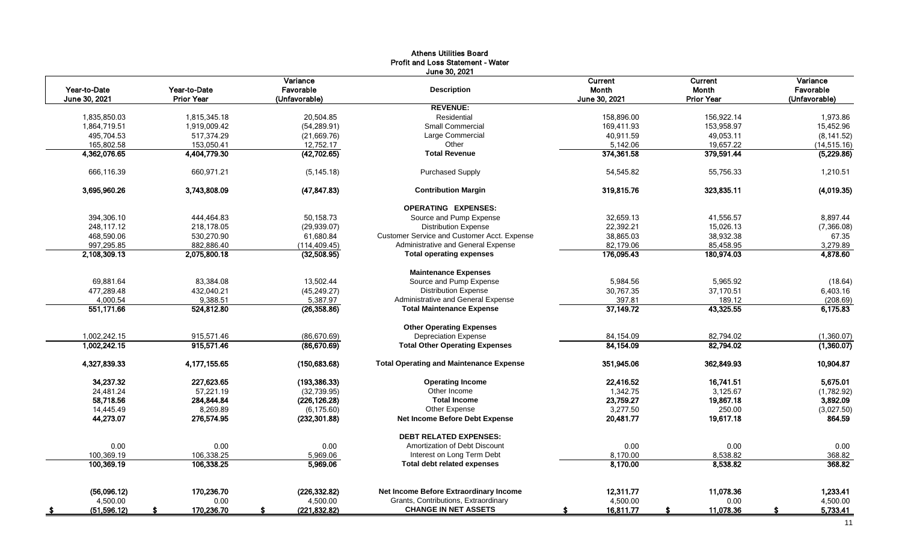# Athens Utilities Board
## Profit and Loss Statement - Water
### June 30, 2021

| Year-to-Date June 30, 2021 | Year-to-Date Prior Year | Variance Favorable (Unfavorable) | Description | Current Month June 30, 2021 | Current Month Prior Year | Variance Favorable (Unfavorable) |
|---|---|---|---|---|---|---|
| | | | **REVENUE:** | | | |
| 1,835,850.03 | 1,815,345.18 | 20,504.85 | Residential | 158,896.00 | 156,922.14 | 1,973.86 |
| 1,864,719.51 | 1,919,009.42 | (54,289.91) | Small Commercial | 169,411.93 | 153,958.97 | 15,452.96 |
| 495,704.53 | 517,374.29 | (21,669.76) | Large Commercial | 40,911.59 | 49,053.11 | (8,141.52) |
| 165,802.58 | 153,050.41 | 12,752.17 | Other | 5,142.06 | 19,657.22 | (14,515.16) |
| **4,362,076.65** | **4,404,779.30** | **(42,702.65)** | **Total Revenue** | **374,361.58** | **379,591.44** | **(5,229.86)** |
| 666,116.39 | 660,971.21 | (5,145.18) | Purchased Supply | 54,545.82 | 55,756.33 | 1,210.51 |
| **3,695,960.26** | **3,743,808.09** | **(47,847.83)** | **Contribution Margin** | **319,815.76** | **323,835.11** | **(4,019.35)** |
| | | | **OPERATING EXPENSES:** | | | |
| 394,306.10 | 444,464.83 | 50,158.73 | Source and Pump Expense | 32,659.13 | 41,556.57 | 8,897.44 |
| 248,117.12 | 218,178.05 | (29,939.07) | Distribution Expense | 22,392.21 | 15,026.13 | (7,366.08) |
| 468,590.06 | 530,270.90 | 61,680.84 | Customer Service and Customer Acct. Expense | 38,865.03 | 38,932.38 | 67.35 |
| 997,295.85 | 882,886.40 | (114,409.45) | Administrative and General Expense | 82,179.06 | 85,458.95 | 3,279.89 |
| **2,108,309.13** | **2,075,800.18** | **(32,508.95)** | **Total operating expenses** | **176,095.43** | **180,974.03** | **4,878.60** |
| | | | **Maintenance Expenses** | | | |
| 69,881.64 | 83,384.08 | 13,502.44 | Source and Pump Expense | 5,984.56 | 5,965.92 | (18.64) |
| 477,289.48 | 432,040.21 | (45,249.27) | Distribution Expense | 30,767.35 | 37,170.51 | 6,403.16 |
| 4,000.54 | 9,388.51 | 5,387.97 | Administrative and General Expense | 397.81 | 189.12 | (208.69) |
| **551,171.66** | **524,812.80** | **(26,358.86)** | **Total Maintenance Expense** | **37,149.72** | **43,325.55** | **6,175.83** |
| | | | **Other Operating Expenses** | | | |
| 1,002,242.15 | 915,571.46 | (86,670.69) | Depreciation Expense | 84,154.09 | 82,794.02 | (1,360.07) |
| **1,002,242.15** | **915,571.46** | **(86,670.69)** | **Total Other Operating Expenses** | **84,154.09** | **82,794.02** | **(1,360.07)** |
| **4,327,839.33** | **4,177,155.65** | **(150,683.68)** | **Total Operating and Maintenance Expense** | **351,945.06** | **362,849.93** | **10,904.87** |
| **34,237.32** | **227,623.65** | **(193,386.33)** | **Operating Income** | **22,416.52** | **16,741.51** | **5,675.01** |
| 24,481.24 | 57,221.19 | (32,739.95) | Other Income | 1,342.75 | 3,125.67 | (1,782.92) |
| **58,718.56** | **284,844.84** | **(226,126.28)** | **Total Income** | **23,759.27** | **19,867.18** | **3,892.09** |
| 14,445.49 | 8,269.89 | (6,175.60) | Other Expense | 3,277.50 | 250.00 | (3,027.50) |
| **44,273.07** | **276,574.95** | **(232,301.88)** | **Net Income Before Debt Expense** | **20,481.77** | **19,617.18** | **864.59** |
| | | | **DEBT RELATED EXPENSES:** | | | |
| 0.00 | 0.00 | 0.00 | Amortization of Debt Discount | 0.00 | 0.00 | 0.00 |
| 100,369.19 | 106,338.25 | 5,969.06 | Interest on Long Term Debt | 8,170.00 | 8,538.82 | 368.82 |
| **100,369.19** | **106,338.25** | **5,969.06** | **Total debt related expenses** | **8,170.00** | **8,538.82** | **368.82** |
| **(56,096.12)** | **170,236.70** | **(226,332.82)** | **Net Income Before Extraordinary Income** | **12,311.77** | **11,078.36** | **1,233.41** |
| 4,500.00 | 0.00 | 4,500.00 | Grants, Contributions, Extraordinary | 4,500.00 | 0.00 | 4,500.00 |
| **$ (51,596.12)** | **$ 170,236.70** | **$ (221,832.82)** | **CHANGE IN NET ASSETS** | **$ 16,811.77** | **$ 11,078.36** | **$ 5,733.41** |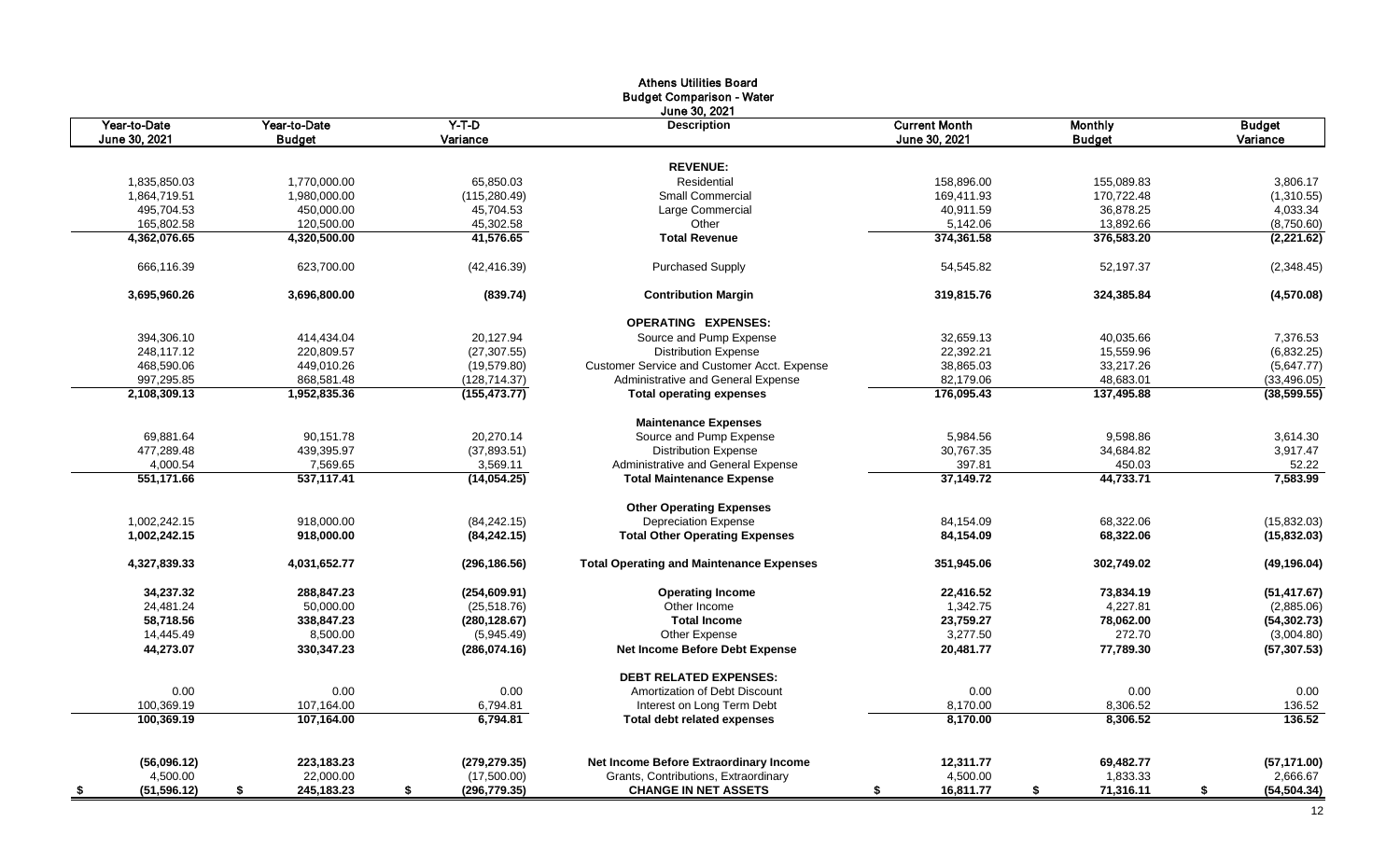# Athens Utilities Board
## Budget Comparison - Water
### June 30, 2021

| Year-to-Date June 30, 2021 | Year-to-Date Budget | Y-T-D Variance | Description | Current Month June 30, 2021 | Monthly Budget | Budget Variance |
|---|---|---|---|---|---|---|
| | | | **REVENUE:** | | | |
| 1,835,850.03 | 1,770,000.00 | 65,850.03 | Residential | 158,896.00 | 155,089.83 | 3,806.17 |
| 1,864,719.51 | 1,980,000.00 | (115,280.49) | Small Commercial | 169,411.93 | 170,722.48 | (1,310.55) |
| 495,704.53 | 450,000.00 | 45,704.53 | Large Commercial | 40,911.59 | 36,878.25 | 4,033.34 |
| 165,802.58 | 120,500.00 | 45,302.58 | Other | 5,142.06 | 13,892.66 | (8,750.60) |
| **4,362,076.65** | **4,320,500.00** | **41,576.65** | **Total Revenue** | **374,361.58** | **376,583.20** | **(2,221.62)** |
| 666,116.39 | 623,700.00 | (42,416.39) | Purchased Supply | 54,545.82 | 52,197.37 | (2,348.45) |
| **3,695,960.26** | **3,696,800.00** | **(839.74)** | **Contribution Margin** | **319,815.76** | **324,385.84** | **(4,570.08)** |
| | | | **OPERATING EXPENSES:** | | | |
| 394,306.10 | 414,434.04 | 20,127.94 | Source and Pump Expense | 32,659.13 | 40,035.66 | 7,376.53 |
| 248,117.12 | 220,809.57 | (27,307.55) | Distribution Expense | 22,392.21 | 15,559.96 | (6,832.25) |
| 468,590.06 | 449,010.26 | (19,579.80) | Customer Service and Customer Acct. Expense | 38,865.03 | 33,217.26 | (5,647.77) |
| 997,295.85 | 868,581.48 | (128,714.37) | Administrative and General Expense | 82,179.06 | 48,683.01 | (33,496.05) |
| **2,108,309.13** | **1,952,835.36** | **(155,473.77)** | **Total operating expenses** | **176,095.43** | **137,495.88** | **(38,599.55)** |
| | | | **Maintenance Expenses** | | | |
| 69,881.64 | 90,151.78 | 20,270.14 | Source and Pump Expense | 5,984.56 | 9,598.86 | 3,614.30 |
| 477,289.48 | 439,395.97 | (37,893.51) | Distribution Expense | 30,767.35 | 34,684.82 | 3,917.47 |
| 4,000.54 | 7,569.65 | 3,569.11 | Administrative and General Expense | 397.81 | 450.03 | 52.22 |
| **551,171.66** | **537,117.41** | **(14,054.25)** | **Total Maintenance Expense** | **37,149.72** | **44,733.71** | **7,583.99** |
| | | | **Other Operating Expenses** | | | |
| 1,002,242.15 | 918,000.00 | (84,242.15) | Depreciation Expense | 84,154.09 | 68,322.06 | (15,832.03) |
| **1,002,242.15** | **918,000.00** | **(84,242.15)** | **Total Other Operating Expenses** | **84,154.09** | **68,322.06** | **(15,832.03)** |
| **4,327,839.33** | **4,031,652.77** | **(296,186.56)** | **Total Operating and Maintenance Expenses** | **351,945.06** | **302,749.02** | **(49,196.04)** |
| **34,237.32** | **288,847.23** | **(254,609.91)** | **Operating Income** | **22,416.52** | **73,834.19** | **(51,417.67)** |
| 24,481.24 | 50,000.00 | (25,518.76) | Other Income | 1,342.75 | 4,227.81 | (2,885.06) |
| **58,718.56** | **338,847.23** | **(280,128.67)** | **Total Income** | **23,759.27** | **78,062.00** | **(54,302.73)** |
| 14,445.49 | 8,500.00 | (5,945.49) | Other Expense | 3,277.50 | 272.70 | (3,004.80) |
| **44,273.07** | **330,347.23** | **(286,074.16)** | **Net Income Before Debt Expense** | **20,481.77** | **77,789.30** | **(57,307.53)** |
| | | | **DEBT RELATED EXPENSES:** | | | |
| 0.00 | 0.00 | 0.00 | Amortization of Debt Discount | 0.00 | 0.00 | 0.00 |
| 100,369.19 | 107,164.00 | 6,794.81 | Interest on Long Term Debt | 8,170.00 | 8,306.52 | 136.52 |
| **100,369.19** | **107,164.00** | **6,794.81** | **Total debt related expenses** | **8,170.00** | **8,306.52** | **136.52** |
| **(56,096.12)** | **223,183.23** | **(279,279.35)** | **Net Income Before Extraordinary Income** | **12,311.77** | **69,482.77** | **(57,171.00)** |
| 4,500.00 | 22,000.00 | (17,500.00) | Grants, Contributions, Extraordinary | 4,500.00 | 1,833.33 | 2,666.67 |
| **$ (51,596.12)** | **$ 245,183.23** | **$ (296,779.35)** | **CHANGE IN NET ASSETS** | **$ 16,811.77** | **$ 71,316.11** | **$ (54,504.34)** |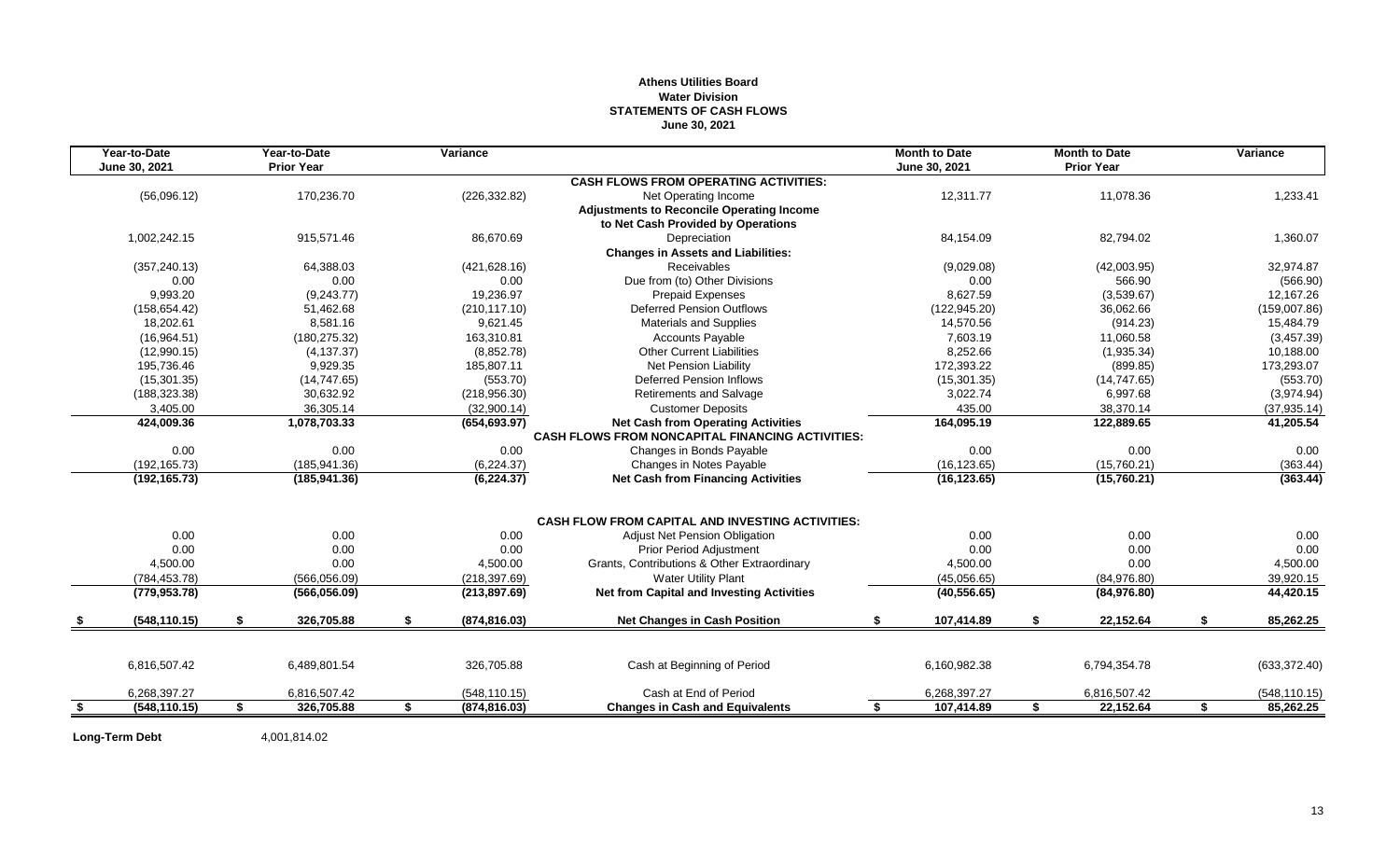**Athens Utilities Board**
**Water Division**
**STATEMENTS OF CASH FLOWS**
**June 30, 2021**

| Year-to-Date June 30, 2021 | Year-to-Date Prior Year | Variance | | Month to Date June 30, 2021 | Month to Date Prior Year | Variance |
|---|---|---|---|---|---|---|
| | | | **CASH FLOWS FROM OPERATING ACTIVITIES:** | | | |
| (56,096.12) | 170,236.70 | (226,332.82) | Net Operating Income | 12,311.77 | 11,078.36 | 1,233.41 |
| | | | **Adjustments to Reconcile Operating Income** | | | |
| | | | **to Net Cash Provided by Operations** | | | |
| 1,002,242.15 | 915,571.46 | 86,670.69 | Depreciation | 84,154.09 | 82,794.02 | 1,360.07 |
| | | | **Changes in Assets and Liabilities:** | | | |
| (357,240.13) | 64,388.03 | (421,628.16) | Receivables | (9,029.08) | (42,003.95) | 32,974.87 |
| 0.00 | 0.00 | 0.00 | Due from (to) Other Divisions | 0.00 | 566.90 | (566.90) |
| 9,993.20 | (9,243.77) | 19,236.97 | Prepaid Expenses | 8,627.59 | (3,539.67) | 12,167.26 |
| (158,654.42) | 51,462.68 | (210,117.10) | Deferred Pension Outflows | (122,945.20) | 36,062.66 | (159,007.86) |
| 18,202.61 | 8,581.16 | 9,621.45 | Materials and Supplies | 14,570.56 | (914.23) | 15,484.79 |
| (16,964.51) | (180,275.32) | 163,310.81 | Accounts Payable | 7,603.19 | 11,060.58 | (3,457.39) |
| (12,990.15) | (4,137.37) | (8,852.78) | Other Current Liabilities | 8,252.66 | (1,935.34) | 10,188.00 |
| 195,736.46 | 9,929.35 | 185,807.11 | Net Pension Liability | 172,393.22 | (899.85) | 173,293.07 |
| (15,301.35) | (14,747.65) | (553.70) | Deferred Pension Inflows | (15,301.35) | (14,747.65) | (553.70) |
| (188,323.38) | 30,632.92 | (218,956.30) | Retirements and Salvage | 3,022.74 | 6,997.68 | (3,974.94) |
| 3,405.00 | 36,305.14 | (32,900.14) | Customer Deposits | 435.00 | 38,370.14 | (37,935.14) |
| **424,009.36** | **1,078,703.33** | **(654,693.97)** | **Net Cash from Operating Activities** | **164,095.19** | **122,889.65** | **41,205.54** |
| | | | **CASH FLOWS FROM NONCAPITAL FINANCING ACTIVITIES:** | | | |
| 0.00 | 0.00 | 0.00 | Changes in Bonds Payable | 0.00 | 0.00 | 0.00 |
| (192,165.73) | (185,941.36) | (6,224.37) | Changes in Notes Payable | (16,123.65) | (15,760.21) | (363.44) |
| **(192,165.73)** | **(185,941.36)** | **(6,224.37)** | **Net Cash from Financing Activities** | **(16,123.65)** | **(15,760.21)** | **(363.44)** |
| | | | **CASH FLOW FROM CAPITAL AND INVESTING ACTIVITIES:** | | | |
| 0.00 | 0.00 | 0.00 | Adjust Net Pension Obligation | 0.00 | 0.00 | 0.00 |
| 0.00 | 0.00 | 0.00 | Prior Period Adjustment | 0.00 | 0.00 | 0.00 |
| 4,500.00 | 0.00 | 4,500.00 | Grants, Contributions & Other Extraordinary | 4,500.00 | 0.00 | 4,500.00 |
| (784,453.78) | (566,056.09) | (218,397.69) | Water Utility Plant | (45,056.65) | (84,976.80) | 39,920.15 |
| **(779,953.78)** | **(566,056.09)** | **(213,897.69)** | **Net from Capital and Investing Activities** | **(40,556.65)** | **(84,976.80)** | **44,420.15** |
| **$ (548,110.15)** | **$ 326,705.88** | **$ (874,816.03)** | **Net Changes in Cash Position** | **$ 107,414.89** | **$ 22,152.64** | **$ 85,262.25** |
| 6,816,507.42 | 6,489,801.54 | 326,705.88 | Cash at Beginning of Period | 6,160,982.38 | 6,794,354.78 | (633,372.40) |
| 6,268,397.27 | 6,816,507.42 | (548,110.15) | Cash at End of Period | 6,268,397.27 | 6,816,507.42 | (548,110.15) |
| **$ (548,110.15)** | **$ 326,705.88** | **$ (874,816.03)** | **Changes in Cash and Equivalents** | **$ 107,414.89** | **$ 22,152.64** | **$ 85,262.25** |

**Long-Term Debt** 4,001,814.02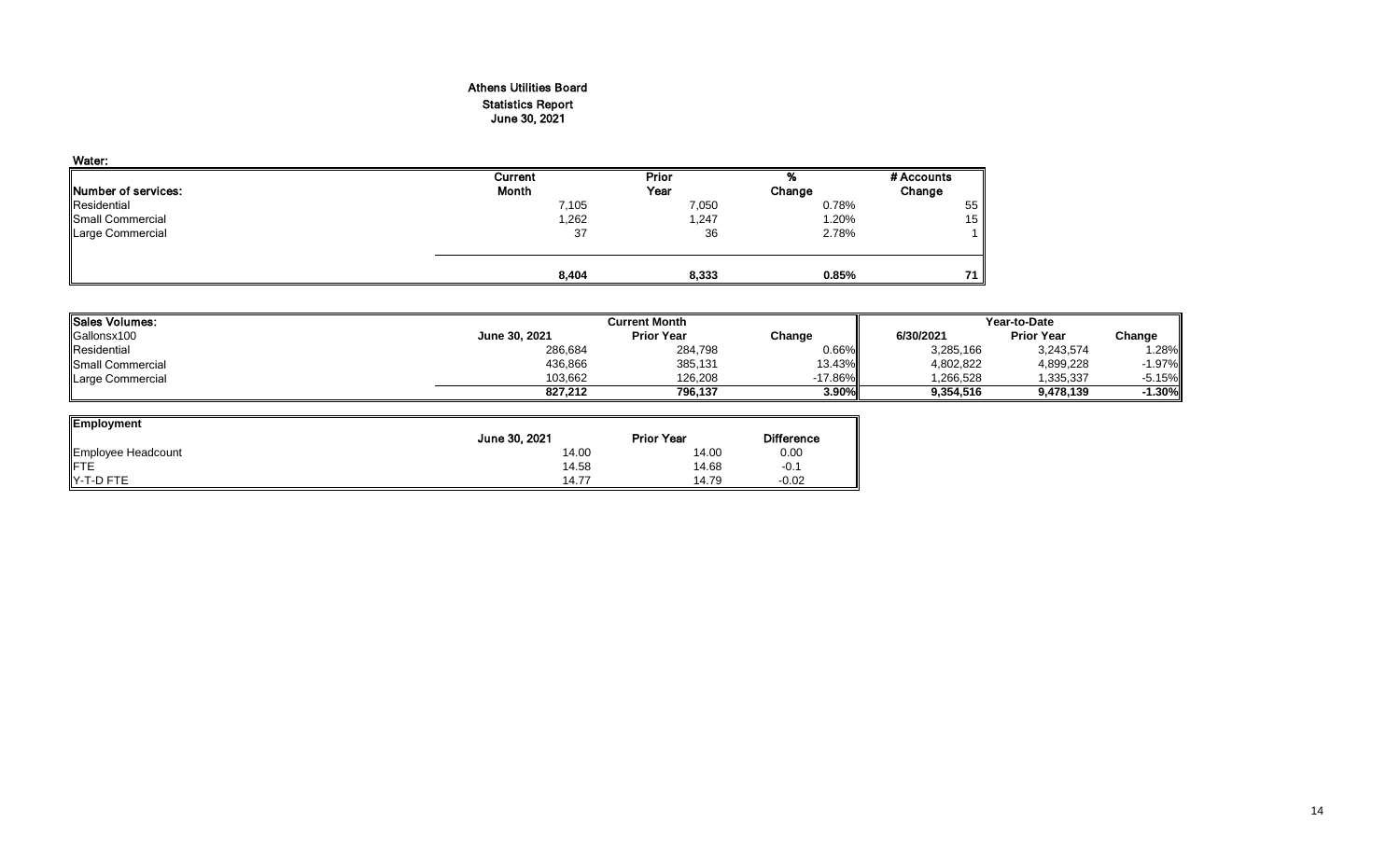# Athens Utilities Board

## Statistics Report

### June 30, 2021

**Water:**

| Number of services: | Current Month | Prior Year | % Change | # Accounts Change |
|---|---|---|---|---|
| Residential | 7,105 | 7,050 | 0.78% | 55 |
| Small Commercial | 1,262 | 1,247 | 1.20% | 15 |
| Large Commercial | 37 | 36 | 2.78% | 1 |
| | **8,404** | **8,333** | **0.85%** | **71** |

| Sales Volumes: | Current Month | | | Year-to-Date | | |
|---|---|---|---|---|---|---|
| Gallonsx100 | June 30, 2021 | Prior Year | Change | 6/30/2021 | Prior Year | Change |
| Residential | 286,684 | 284,798 | 0.66% | 3,285,166 | 3,243,574 | 1.28% |
| Small Commercial | 436,866 | 385,131 | 13.43% | 4,802,822 | 4,899,228 | -1.97% |
| Large Commercial | 103,662 | 126,208 | -17.86% | 1,266,528 | 1,335,337 | -5.15% |
| | **827,212** | **796,137** | **3.90%** | **9,354,516** | **9,478,139** | **-1.30%** |

| Employment | June 30, 2021 | Prior Year | Difference |
|---|---|---|---|
| Employee Headcount | 14.00 | 14.00 | 0.00 |
| FTE | 14.58 | 14.68 | -0.1 |
| Y-T-D FTE | 14.77 | 14.79 | -0.02 |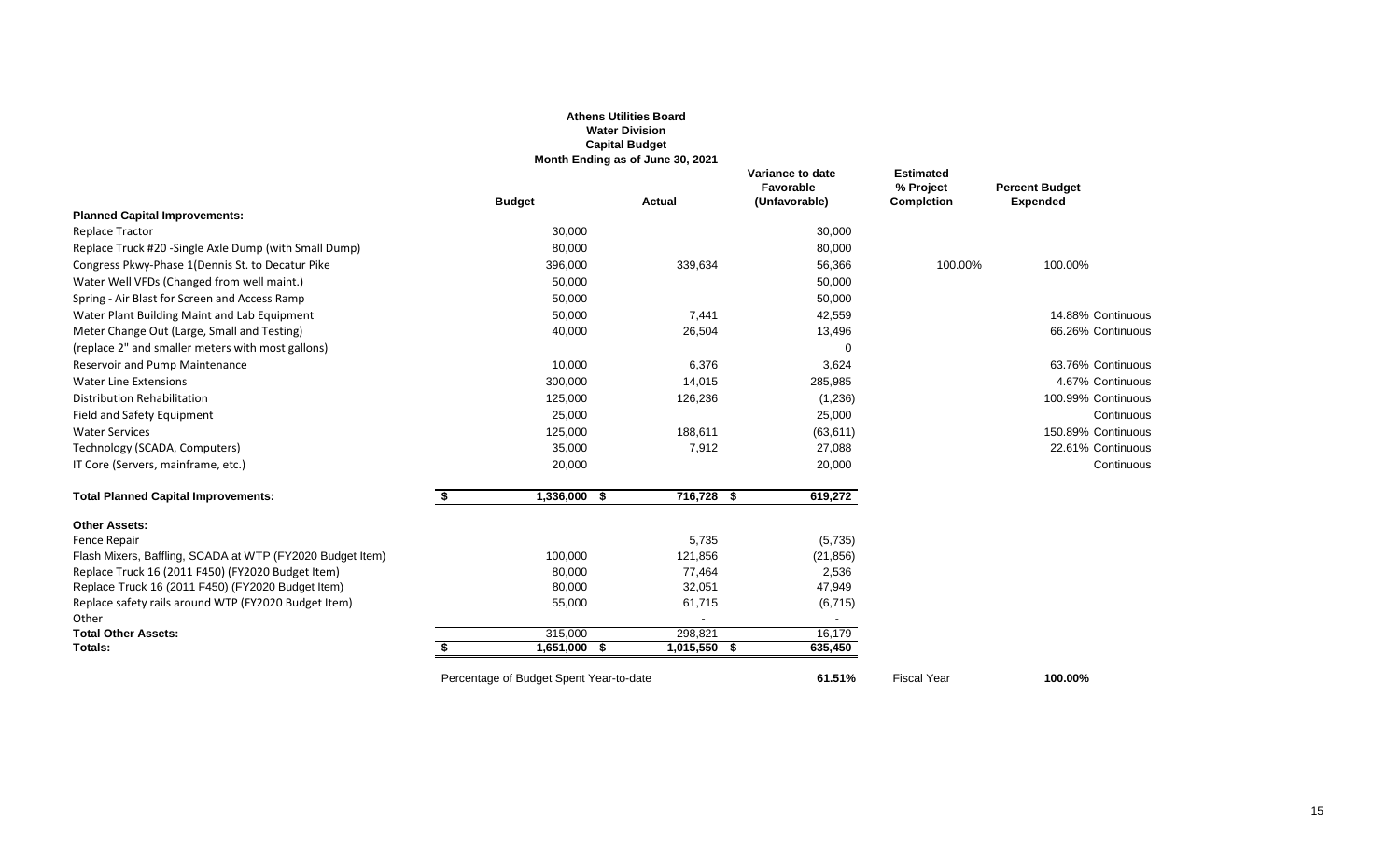**Athens Utilities Board**
**Water Division**
**Capital Budget**
**Month Ending as of June 30, 2021**

| | Budget | Actual | Variance to date Favorable (Unfavorable) | Estimated % Project Completion | Percent Budget Expended | |
|---|---|---|---|---|---|---|
| **Planned Capital Improvements:** | | | | | | |
| Replace Tractor | 30,000 | | 30,000 | | | |
| Replace Truck #20 -Single Axle Dump (with Small Dump) | 80,000 | | 80,000 | | | |
| Congress Pkwy-Phase 1(Dennis St. to Decatur Pike | 396,000 | 339,634 | 56,366 | 100.00% | 100.00% | |
| Water Well VFDs (Changed from well maint.) | 50,000 | | 50,000 | | | |
| Spring - Air Blast for Screen and Access Ramp | 50,000 | | 50,000 | | | |
| Water Plant Building Maint and Lab Equipment | 50,000 | 7,441 | 42,559 | | 14.88% | Continuous |
| Meter Change Out (Large, Small and Testing) | 40,000 | 26,504 | 13,496 | | 66.26% | Continuous |
| (replace 2" and smaller meters with most gallons) | | | 0 | | | |
| Reservoir and Pump Maintenance | 10,000 | 6,376 | 3,624 | | 63.76% | Continuous |
| Water Line Extensions | 300,000 | 14,015 | 285,985 | | 4.67% | Continuous |
| Distribution Rehabilitation | 125,000 | 126,236 | (1,236) | | 100.99% | Continuous |
| Field and Safety Equipment | 25,000 | | 25,000 | | | Continuous |
| Water Services | 125,000 | 188,611 | (63,611) | | 150.89% | Continuous |
| Technology (SCADA, Computers) | 35,000 | 7,912 | 27,088 | | 22.61% | Continuous |
| IT Core (Servers, mainframe, etc.) | 20,000 | | 20,000 | | | Continuous |
| **Total Planned Capital Improvements:** | **$ 1,336,000** | **$ 716,728** | **$ 619,272** | | | |
| **Other Assets:** | | | | | | |
| Fence Repair | | 5,735 | (5,735) | | | |
| Flash Mixers, Baffling, SCADA at WTP (FY2020 Budget Item) | 100,000 | 121,856 | (21,856) | | | |
| Replace Truck 16 (2011 F450) (FY2020 Budget Item) | 80,000 | 77,464 | 2,536 | | | |
| Replace Truck 16 (2011 F450) (FY2020 Budget Item) | 80,000 | 32,051 | 47,949 | | | |
| Replace safety rails around WTP (FY2020 Budget Item) | 55,000 | 61,715 | (6,715) | | | |
| Other | | - | - | | | |
| **Total Other Assets:** | 315,000 | 298,821 | 16,179 | | | |
| **Totals:** | **$ 1,651,000** | **$ 1,015,550** | **$ 635,450** | | | |
| | Percentage of Budget Spent Year-to-date | | **61.51%** | Fiscal Year | **100.00%** | |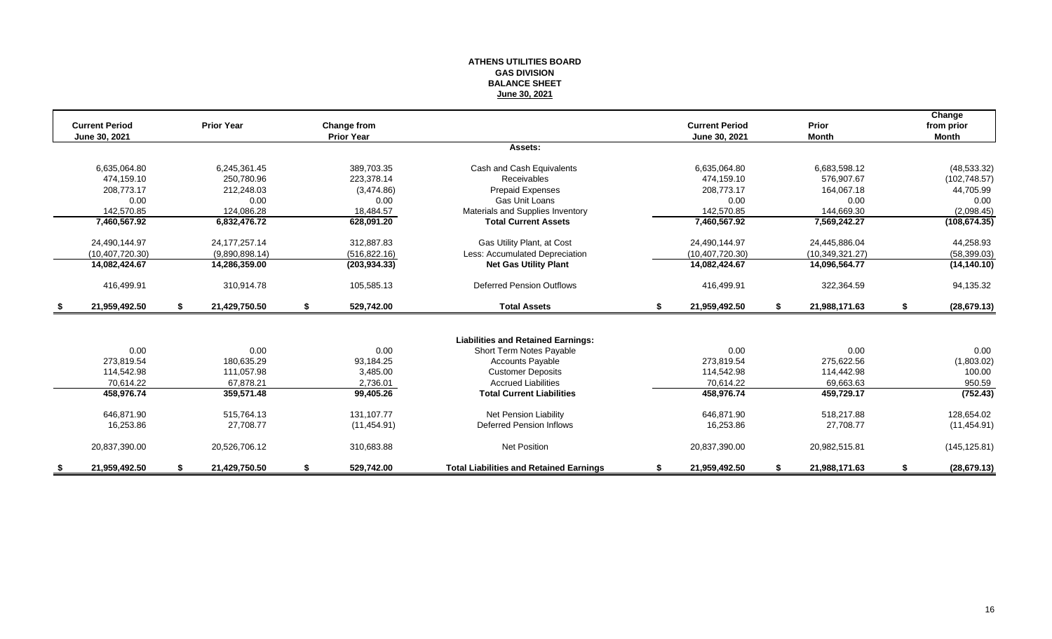**ATHENS UTILITIES BOARD**
**GAS DIVISION**
**BALANCE SHEET**
**June 30, 2021**

| Current Period June 30, 2021 | Prior Year | Change from Prior Year | | Current Period June 30, 2021 | Prior Month | Change from prior Month |
|---|---|---|---|---|---|---|
| | | | **Assets:** | | | |
| 6,635,064.80 | 6,245,361.45 | 389,703.35 | Cash and Cash Equivalents | 6,635,064.80 | 6,683,598.12 | (48,533.32) |
| 474,159.10 | 250,780.96 | 223,378.14 | Receivables | 474,159.10 | 576,907.67 | (102,748.57) |
| 208,773.17 | 212,248.03 | (3,474.86) | Prepaid Expenses | 208,773.17 | 164,067.18 | 44,705.99 |
| 0.00 | 0.00 | 0.00 | Gas Unit Loans | 0.00 | 0.00 | 0.00 |
| 142,570.85 | 124,086.28 | 18,484.57 | Materials and Supplies Inventory | 142,570.85 | 144,669.30 | (2,098.45) |
| **7,460,567.92** | **6,832,476.72** | **628,091.20** | **Total Current Assets** | **7,460,567.92** | **7,569,242.27** | **(108,674.35)** |
| 24,490,144.97 | 24,177,257.14 | 312,887.83 | Gas Utility Plant, at Cost | 24,490,144.97 | 24,445,886.04 | 44,258.93 |
| (10,407,720.30) | (9,890,898.14) | (516,822.16) | Less: Accumulated Depreciation | (10,407,720.30) | (10,349,321.27) | (58,399.03) |
| **14,082,424.67** | **14,286,359.00** | **(203,934.33)** | **Net Gas Utility Plant** | **14,082,424.67** | **14,096,564.77** | **(14,140.10)** |
| 416,499.91 | 310,914.78 | 105,585.13 | Deferred Pension Outflows | 416,499.91 | 322,364.59 | 94,135.32 |
| **$ 21,959,492.50** | **$ 21,429,750.50** | **$ 529,742.00** | **Total Assets** | **$ 21,959,492.50** | **$ 21,988,171.63** | **$ (28,679.13)** |
| | | | **Liabilities and Retained Earnings:** | | | |
| 0.00 | 0.00 | 0.00 | Short Term Notes Payable | 0.00 | 0.00 | 0.00 |
| 273,819.54 | 180,635.29 | 93,184.25 | Accounts Payable | 273,819.54 | 275,622.56 | (1,803.02) |
| 114,542.98 | 111,057.98 | 3,485.00 | Customer Deposits | 114,542.98 | 114,442.98 | 100.00 |
| 70,614.22 | 67,878.21 | 2,736.01 | Accrued Liabilities | 70,614.22 | 69,663.63 | 950.59 |
| **458,976.74** | **359,571.48** | **99,405.26** | **Total Current Liabilities** | **458,976.74** | **459,729.17** | **(752.43)** |
| 646,871.90 | 515,764.13 | 131,107.77 | Net Pension Liability | 646,871.90 | 518,217.88 | 128,654.02 |
| 16,253.86 | 27,708.77 | (11,454.91) | Deferred Pension Inflows | 16,253.86 | 27,708.77 | (11,454.91) |
| 20,837,390.00 | 20,526,706.12 | 310,683.88 | Net Position | 20,837,390.00 | 20,982,515.81 | (145,125.81) |
| **$ 21,959,492.50** | **$ 21,429,750.50** | **$ 529,742.00** | **Total Liabilities and Retained Earnings** | **$ 21,959,492.50** | **$ 21,988,171.63** | **$ (28,679.13)** |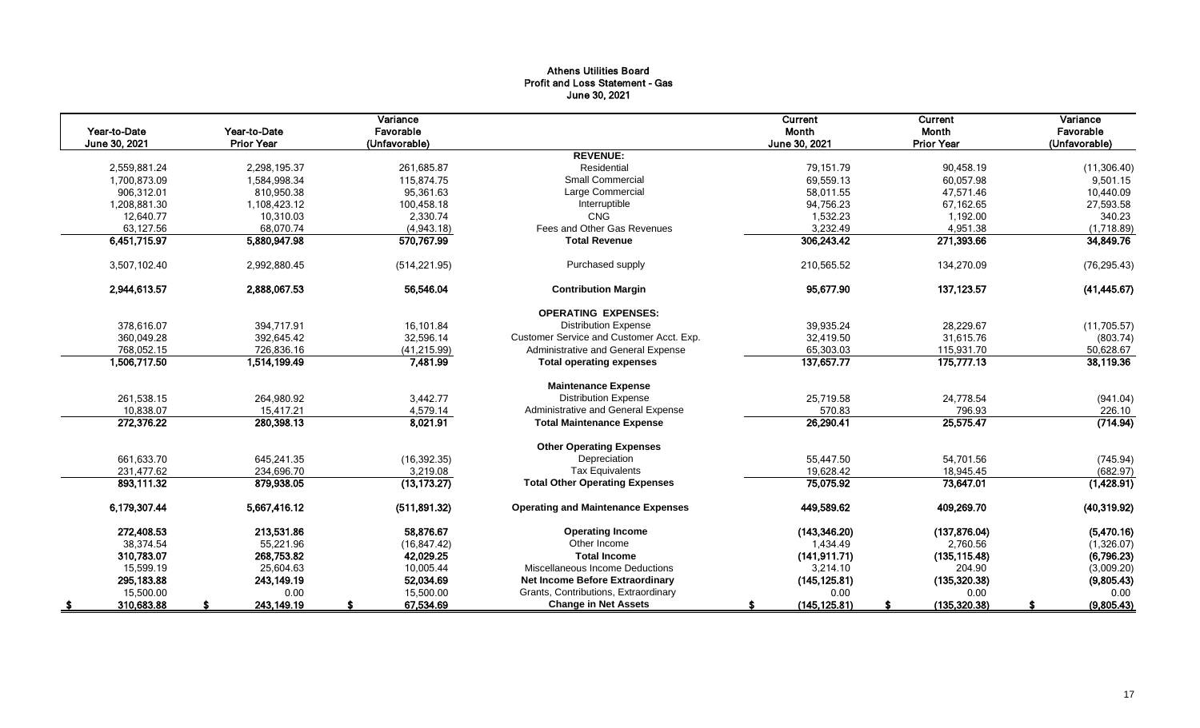# Athens Utilities Board
## Profit and Loss Statement - Gas
### June 30, 2021

| Year-to-Date June 30, 2021 | Year-to-Date Prior Year | Variance Favorable (Unfavorable) | | Current Month June 30, 2021 | Current Month Prior Year | Variance Favorable (Unfavorable) |
|---|---|---|---|---|---|---|
| | | | **REVENUE:** | | | |
| 2,559,881.24 | 2,298,195.37 | 261,685.87 | Residential | 79,151.79 | 90,458.19 | (11,306.40) |
| 1,700,873.09 | 1,584,998.34 | 115,874.75 | Small Commercial | 69,559.13 | 60,057.98 | 9,501.15 |
| 906,312.01 | 810,950.38 | 95,361.63 | Large Commercial | 58,011.55 | 47,571.46 | 10,440.09 |
| 1,208,881.30 | 1,108,423.12 | 100,458.18 | Interruptible | 94,756.23 | 67,162.65 | 27,593.58 |
| 12,640.77 | 10,310.03 | 2,330.74 | CNG | 1,532.23 | 1,192.00 | 340.23 |
| 63,127.56 | 68,070.74 | (4,943.18) | Fees and Other Gas Revenues | 3,232.49 | 4,951.38 | (1,718.89) |
| **6,451,715.97** | **5,880,947.98** | **570,767.99** | **Total Revenue** | **306,243.42** | **271,393.66** | **34,849.76** |
| 3,507,102.40 | 2,992,880.45 | (514,221.95) | Purchased supply | 210,565.52 | 134,270.09 | (76,295.43) |
| **2,944,613.57** | **2,888,067.53** | **56,546.04** | **Contribution Margin** | **95,677.90** | **137,123.57** | **(41,445.67)** |
| | | | **OPERATING EXPENSES:** | | | |
| 378,616.07 | 394,717.91 | 16,101.84 | Distribution Expense | 39,935.24 | 28,229.67 | (11,705.57) |
| 360,049.28 | 392,645.42 | 32,596.14 | Customer Service and Customer Acct. Exp. | 32,419.50 | 31,615.76 | (803.74) |
| 768,052.15 | 726,836.16 | (41,215.99) | Administrative and General Expense | 65,303.03 | 115,931.70 | 50,628.67 |
| **1,506,717.50** | **1,514,199.49** | **7,481.99** | **Total operating expenses** | **137,657.77** | **175,777.13** | **38,119.36** |
| | | | **Maintenance Expense** | | | |
| 261,538.15 | 264,980.92 | 3,442.77 | Distribution Expense | 25,719.58 | 24,778.54 | (941.04) |
| 10,838.07 | 15,417.21 | 4,579.14 | Administrative and General Expense | 570.83 | 796.93 | 226.10 |
| **272,376.22** | **280,398.13** | **8,021.91** | **Total Maintenance Expense** | **26,290.41** | **25,575.47** | **(714.94)** |
| | | | **Other Operating Expenses** | | | |
| 661,633.70 | 645,241.35 | (16,392.35) | Depreciation | 55,447.50 | 54,701.56 | (745.94) |
| 231,477.62 | 234,696.70 | 3,219.08 | Tax Equivalents | 19,628.42 | 18,945.45 | (682.97) |
| **893,111.32** | **879,938.05** | **(13,173.27)** | **Total Other Operating Expenses** | **75,075.92** | **73,647.01** | **(1,428.91)** |
| **6,179,307.44** | **5,667,416.12** | **(511,891.32)** | **Operating and Maintenance Expenses** | **449,589.62** | **409,269.70** | **(40,319.92)** |
| **272,408.53** | **213,531.86** | **58,876.67** | **Operating Income** | **(143,346.20)** | **(137,876.04)** | **(5,470.16)** |
| 38,374.54 | 55,221.96 | (16,847.42) | Other Income | 1,434.49 | 2,760.56 | (1,326.07) |
| **310,783.07** | **268,753.82** | **42,029.25** | **Total Income** | **(141,911.71)** | **(135,115.48)** | **(6,796.23)** |
| 15,599.19 | 25,604.63 | 10,005.44 | Miscellaneous Income Deductions | 3,214.10 | 204.90 | (3,009.20) |
| **295,183.88** | **243,149.19** | **52,034.69** | **Net Income Before Extraordinary** | **(145,125.81)** | **(135,320.38)** | **(9,805.43)** |
| 15,500.00 | 0.00 | 15,500.00 | Grants, Contributions, Extraordinary | 0.00 | 0.00 | 0.00 |
| **$ 310,683.88** | **$ 243,149.19** | **$ 67,534.69** | **Change in Net Assets** | **$ (145,125.81)** | **$ (135,320.38)** | **$ (9,805.43)** |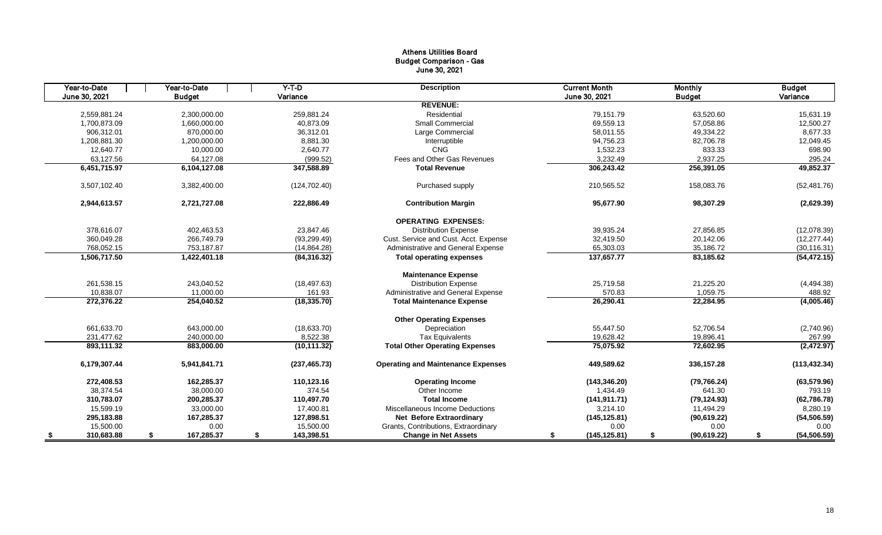# Athens Utilities Board
## Budget Comparison - Gas
### June 30, 2021

| Year-to-Date June 30, 2021 | Year-to-Date Budget | Y-T-D Variance | Description | Current Month June 30, 2021 | Monthly Budget | Budget Variance |
|---|---|---|---|---|---|---|
| | | | **REVENUE:** | | | |
| 2,559,881.24 | 2,300,000.00 | 259,881.24 | Residential | 79,151.79 | 63,520.60 | 15,631.19 |
| 1,700,873.09 | 1,660,000.00 | 40,873.09 | Small Commercial | 69,559.13 | 57,058.86 | 12,500.27 |
| 906,312.01 | 870,000.00 | 36,312.01 | Large Commercial | 58,011.55 | 49,334.22 | 8,677.33 |
| 1,208,881.30 | 1,200,000.00 | 8,881.30 | Interruptible | 94,756.23 | 82,706.78 | 12,049.45 |
| 12,640.77 | 10,000.00 | 2,640.77 | CNG | 1,532.23 | 833.33 | 698.90 |
| 63,127.56 | 64,127.08 | (999.52) | Fees and Other Gas Revenues | 3,232.49 | 2,937.25 | 295.24 |
| **6,451,715.97** | **6,104,127.08** | **347,588.89** | **Total Revenue** | **306,243.42** | **256,391.05** | **49,852.37** |
| 3,507,102.40 | 3,382,400.00 | (124,702.40) | Purchased supply | 210,565.52 | 158,083.76 | (52,481.76) |
| **2,944,613.57** | **2,721,727.08** | **222,886.49** | **Contribution Margin** | **95,677.90** | **98,307.29** | **(2,629.39)** |
| | | | **OPERATING EXPENSES:** | | | |
| 378,616.07 | 402,463.53 | 23,847.46 | Distribution Expense | 39,935.24 | 27,856.85 | (12,078.39) |
| 360,049.28 | 266,749.79 | (93,299.49) | Cust. Service and Cust. Acct. Expense | 32,419.50 | 20,142.06 | (12,277.44) |
| 768,052.15 | 753,187.87 | (14,864.28) | Administrative and General Expense | 65,303.03 | 35,186.72 | (30,116.31) |
| **1,506,717.50** | **1,422,401.18** | **(84,316.32)** | **Total operating expenses** | **137,657.77** | **83,185.62** | **(54,472.15)** |
| | | | **Maintenance Expense** | | | |
| 261,538.15 | 243,040.52 | (18,497.63) | Distribution Expense | 25,719.58 | 21,225.20 | (4,494.38) |
| 10,838.07 | 11,000.00 | 161.93 | Administrative and General Expense | 570.83 | 1,059.75 | 488.92 |
| **272,376.22** | **254,040.52** | **(18,335.70)** | **Total Maintenance Expense** | **26,290.41** | **22,284.95** | **(4,005.46)** |
| | | | **Other Operating Expenses** | | | |
| 661,633.70 | 643,000.00 | (18,633.70) | Depreciation | 55,447.50 | 52,706.54 | (2,740.96) |
| 231,477.62 | 240,000.00 | 8,522.38 | Tax Equivalents | 19,628.42 | 19,896.41 | 267.99 |
| **893,111.32** | **883,000.00** | **(10,111.32)** | **Total Other Operating Expenses** | **75,075.92** | **72,602.95** | **(2,472.97)** |
| **6,179,307.44** | **5,941,841.71** | **(237,465.73)** | **Operating and Maintenance Expenses** | **449,589.62** | **336,157.28** | **(113,432.34)** |
| **272,408.53** | **162,285.37** | **110,123.16** | **Operating Income** | **(143,346.20)** | **(79,766.24)** | **(63,579.96)** |
| 38,374.54 | 38,000.00 | 374.54 | Other Income | 1,434.49 | 641.30 | 793.19 |
| **310,783.07** | **200,285.37** | **110,497.70** | **Total Income** | **(141,911.71)** | **(79,124.93)** | **(62,786.78)** |
| 15,599.19 | 33,000.00 | 17,400.81 | Miscellaneous Income Deductions | 3,214.10 | 11,494.29 | 8,280.19 |
| **295,183.88** | **167,285.37** | **127,898.51** | **Net Before Extraordinary** | **(145,125.81)** | **(90,619.22)** | **(54,506.59)** |
| 15,500.00 | 0.00 | 15,500.00 | Grants, Contributions, Extraordinary | 0.00 | 0.00 | 0.00 |
| **$ 310,683.88** | **$ 167,285.37** | **$ 143,398.51** | **Change in Net Assets** | **$ (145,125.81)** | **$ (90,619.22)** | **$ (54,506.59)** |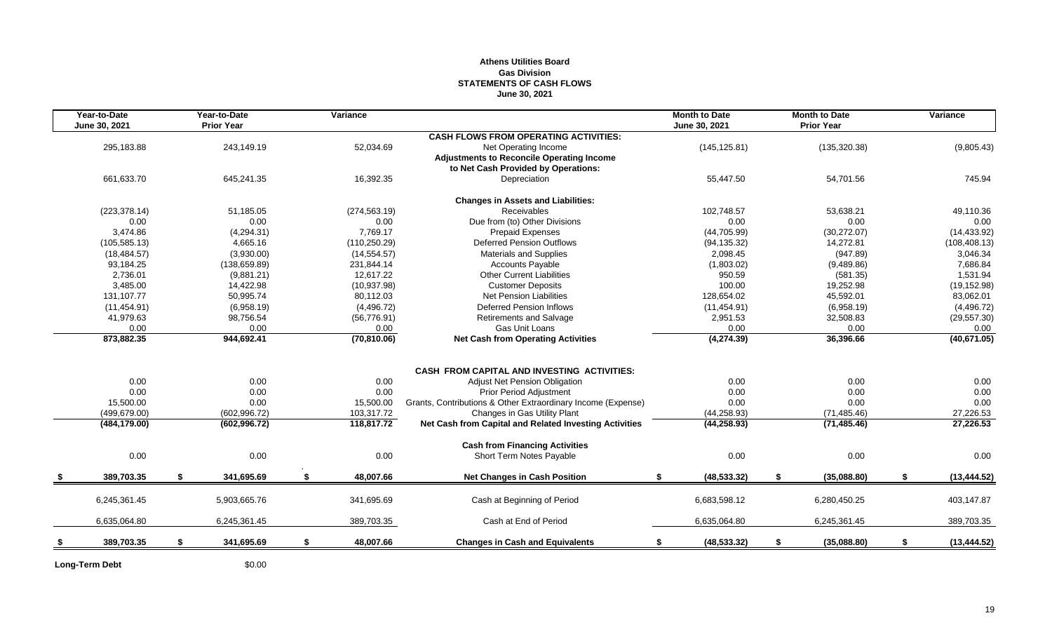**Athens Utilities Board**
**Gas Division**
**STATEMENTS OF CASH FLOWS**
**June 30, 2021**

| Year-to-Date June 30, 2021 | Year-to-Date Prior Year | Variance | | Month to Date June 30, 2021 | Month to Date Prior Year | Variance |
|---|---|---|---|---|---|---|
| | | | **CASH FLOWS FROM OPERATING ACTIVITIES:** | | | |
| 295,183.88 | 243,149.19 | 52,034.69 | Net Operating Income | (145,125.81) | (135,320.38) | (9,805.43) |
| | | | **Adjustments to Reconcile Operating Income to Net Cash Provided by Operations:** | | | |
| 661,633.70 | 645,241.35 | 16,392.35 | Depreciation | 55,447.50 | 54,701.56 | 745.94 |
| | | | **Changes in Assets and Liabilities:** | | | |
| (223,378.14) | 51,185.05 | (274,563.19) | Receivables | 102,748.57 | 53,638.21 | 49,110.36 |
| 0.00 | 0.00 | 0.00 | Due from (to) Other Divisions | 0.00 | 0.00 | 0.00 |
| 3,474.86 | (4,294.31) | 7,769.17 | Prepaid Expenses | (44,705.99) | (30,272.07) | (14,433.92) |
| (105,585.13) | 4,665.16 | (110,250.29) | Deferred Pension Outflows | (94,135.32) | 14,272.81 | (108,408.13) |
| (18,484.57) | (3,930.00) | (14,554.57) | Materials and Supplies | 2,098.45 | (947.89) | 3,046.34 |
| 93,184.25 | (138,659.89) | 231,844.14 | Accounts Payable | (1,803.02) | (9,489.86) | 7,686.84 |
| 2,736.01 | (9,881.21) | 12,617.22 | Other Current Liabilities | 950.59 | (581.35) | 1,531.94 |
| 3,485.00 | 14,422.98 | (10,937.98) | Customer Deposits | 100.00 | 19,252.98 | (19,152.98) |
| 131,107.77 | 50,995.74 | 80,112.03 | Net Pension Liabilities | 128,654.02 | 45,592.01 | 83,062.01 |
| (11,454.91) | (6,958.19) | (4,496.72) | Deferred Pension Inflows | (11,454.91) | (6,958.19) | (4,496.72) |
| 41,979.63 | 98,756.54 | (56,776.91) | Retirements and Salvage | 2,951.53 | 32,508.83 | (29,557.30) |
| 0.00 | 0.00 | 0.00 | Gas Unit Loans | 0.00 | 0.00 | 0.00 |
| **873,882.35** | **944,692.41** | **(70,810.06)** | **Net Cash from Operating Activities** | **(4,274.39)** | **36,396.66** | **(40,671.05)** |
| | | | **CASH FROM CAPITAL AND INVESTING ACTIVITIES:** | | | |
| 0.00 | 0.00 | 0.00 | Adjust Net Pension Obligation | 0.00 | 0.00 | 0.00 |
| 0.00 | 0.00 | 0.00 | Prior Period Adjustment | 0.00 | 0.00 | 0.00 |
| 15,500.00 | 0.00 | 15,500.00 | Grants, Contributions & Other Extraordinary Income (Expense) | 0.00 | 0.00 | 0.00 |
| (499,679.00) | (602,996.72) | 103,317.72 | Changes in Gas Utility Plant | (44,258.93) | (71,485.46) | 27,226.53 |
| **(484,179.00)** | **(602,996.72)** | **118,817.72** | **Net Cash from Capital and Related Investing Activities** | **(44,258.93)** | **(71,485.46)** | **27,226.53** |
| | | | **Cash from Financing Activities** | | | |
| 0.00 | 0.00 | 0.00 | Short Term Notes Payable | 0.00 | 0.00 | 0.00 |
| **$ 389,703.35** | **$ 341,695.69** | **$ 48,007.66** | **Net Changes in Cash Position** | **$ (48,533.32)** | **$ (35,088.80)** | **$ (13,444.52)** |
| 6,245,361.45 | 5,903,665.76 | 341,695.69 | Cash at Beginning of Period | 6,683,598.12 | 6,280,450.25 | 403,147.87 |
| 6,635,064.80 | 6,245,361.45 | 389,703.35 | Cash at End of Period | 6,635,064.80 | 6,245,361.45 | 389,703.35 |
| **$ 389,703.35** | **$ 341,695.69** | **$ 48,007.66** | **Changes in Cash and Equivalents** | **$ (48,533.32)** | **$ (35,088.80)** | **$ (13,444.52)** |

**Long-Term Debt** $0.00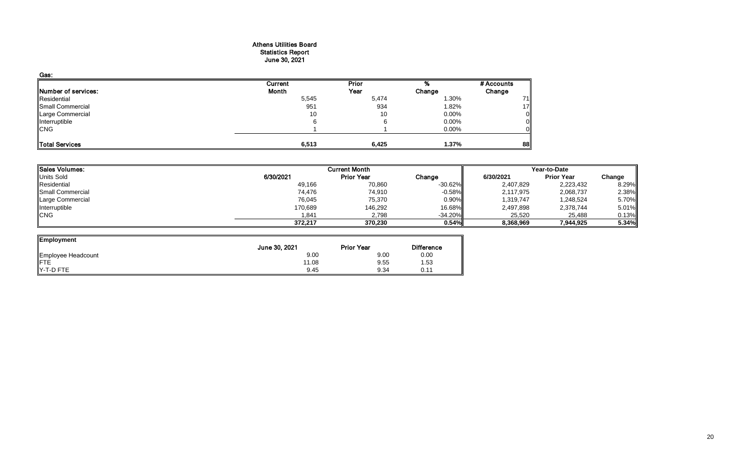# Athens Utilities Board
## Statistics Report
## June 30, 2021

**Gas:**

| Number of services: | Current Month | Prior Year | % Change | # Accounts Change |
|---|---|---|---|---|
| Residential | 5,545 | 5,474 | 1.30% | 71 |
| Small Commercial | 951 | 934 | 1.82% | 17 |
| Large Commercial | 10 | 10 | 0.00% | 0 |
| Interruptible | 6 | 6 | 0.00% | 0 |
| CNG | 1 | 1 | 0.00% | 0 |
| **Total Services** | **6,513** | **6,425** | **1.37%** | **88** |

| Sales Volumes: | Current Month | | | Year-to-Date | | |
|---|---|---|---|---|---|---|
| Units Sold | 6/30/2021 | Prior Year | Change | 6/30/2021 | Prior Year | Change |
| Residential | 49,166 | 70,860 | -30.62% | 2,407,829 | 2,223,432 | 8.29% |
| Small Commercial | 74,476 | 74,910 | -0.58% | 2,117,975 | 2,068,737 | 2.38% |
| Large Commercial | 76,045 | 75,370 | 0.90% | 1,319,747 | 1,248,524 | 5.70% |
| Interruptible | 170,689 | 146,292 | 16.68% | 2,497,898 | 2,378,744 | 5.01% |
| CNG | 1,841 | 2,798 | -34.20% | 25,520 | 25,488 | 0.13% |
| | **372,217** | **370,230** | **0.54%** | **8,368,969** | **7,944,925** | **5.34%** |

| Employment | June 30, 2021 | Prior Year | Difference |
|---|---|---|---|
| Employee Headcount | 9.00 | 9.00 | 0.00 |
| FTE | 11.08 | 9.55 | 1.53 |
| Y-T-D FTE | 9.45 | 9.34 | 0.11 |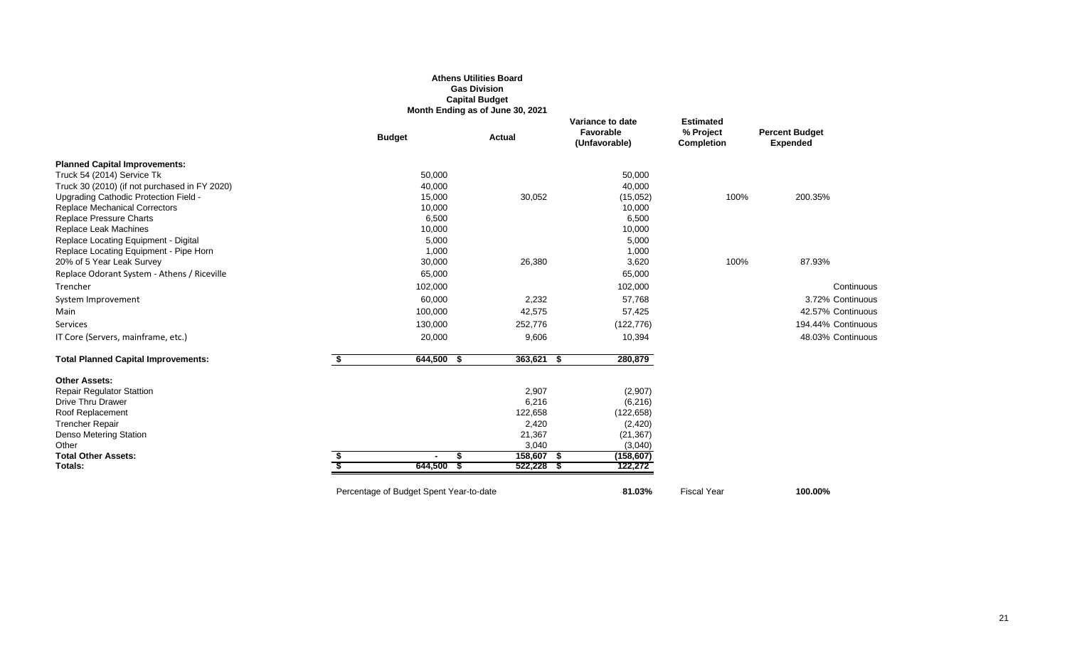**Athens Utilities Board**
**Gas Division**
**Capital Budget**
**Month Ending as of June 30, 2021**

| | Budget | Actual | Variance to date Favorable (Unfavorable) | Estimated % Project Completion | Percent Budget Expended | |
|---|---|---|---|---|---|---|
| **Planned Capital Improvements:** | | | | | | |
| Truck 54 (2014) Service Tk | 50,000 | | 50,000 | | | |
| Truck 30 (2010) (if not purchased in FY 2020) | 40,000 | | 40,000 | | | |
| Upgrading Cathodic Protection Field - | 15,000 | 30,052 | (15,052) | 100% | 200.35% | |
| Replace Mechanical Correctors | 10,000 | | 10,000 | | | |
| Replace Pressure Charts | 6,500 | | 6,500 | | | |
| Replace Leak Machines | 10,000 | | 10,000 | | | |
| Replace Locating Equipment - Digital | 5,000 | | 5,000 | | | |
| Replace Locating Equipment - Pipe Horn | 1,000 | | 1,000 | | | |
| 20% of 5 Year Leak Survey | 30,000 | 26,380 | 3,620 | 100% | 87.93% | |
| Replace Odorant System - Athens / Riceville | 65,000 | | 65,000 | | | |
| Trencher | 102,000 | | 102,000 | | | Continuous |
| System Improvement | 60,000 | 2,232 | 57,768 | | 3.72% | Continuous |
| Main | 100,000 | 42,575 | 57,425 | | 42.57% | Continuous |
| Services | 130,000 | 252,776 | (122,776) | | 194.44% | Continuous |
| IT Core (Servers, mainframe, etc.) | 20,000 | 9,606 | 10,394 | | 48.03% | Continuous |
| **Total Planned Capital Improvements:** | **$ 644,500** | **$ 363,621** | **$ 280,879** | | | |
| **Other Assets:** | | | | | | |
| Repair Regulator Stattion | | 2,907 | (2,907) | | | |
| Drive Thru Drawer | | 6,216 | (6,216) | | | |
| Roof Replacement | | 122,658 | (122,658) | | | |
| Trencher Repair | | 2,420 | (2,420) | | | |
| Denso Metering Station | | 21,367 | (21,367) | | | |
| Other | | 3,040 | (3,040) | | | |
| **Total Other Assets:** | **$ -** | **$ 158,607** | **$ (158,607)** | | | |
| **Totals:** | **$ 644,500** | **$ 522,228** | **$ 122,272** | | | |
| Percentage of Budget Spent Year-to-date | | | **81.03%** | Fiscal Year | **100.00%** | |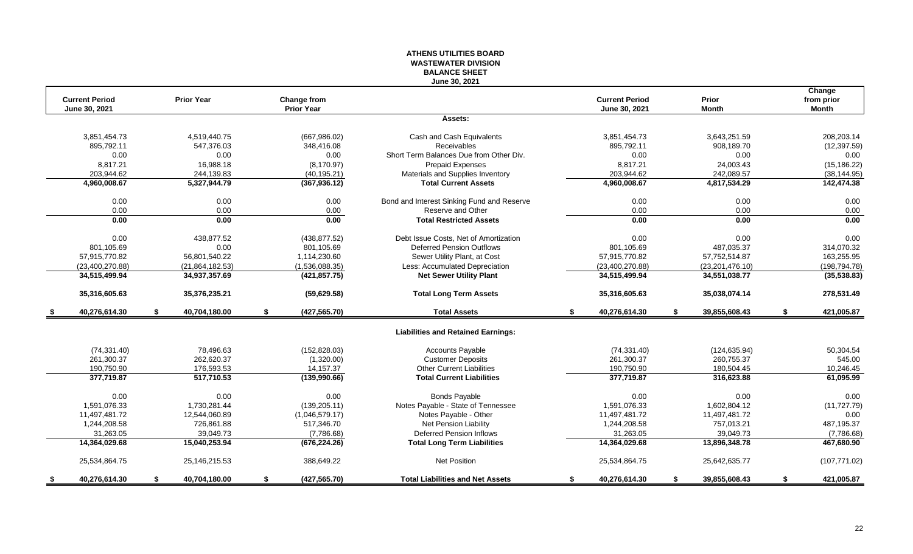# ATHENS UTILITIES BOARD
## WASTEWATER DIVISION
## BALANCE SHEET
### June 30, 2021

| Current Period June 30, 2021 | Prior Year | Change from Prior Year | | Current Period June 30, 2021 | Prior Month | Change from prior Month |
|---|---|---|---|---|---|---|
| | | | **Assets:** | | | |
| 3,851,454.73 | 4,519,440.75 | (667,986.02) | Cash and Cash Equivalents | 3,851,454.73 | 3,643,251.59 | 208,203.14 |
| 895,792.11 | 547,376.03 | 348,416.08 | Receivables | 895,792.11 | 908,189.70 | (12,397.59) |
| 0.00 | 0.00 | 0.00 | Short Term Balances Due from Other Div. | 0.00 | 0.00 | 0.00 |
| 8,817.21 | 16,988.18 | (8,170.97) | Prepaid Expenses | 8,817.21 | 24,003.43 | (15,186.22) |
| 203,944.62 | 244,139.83 | (40,195.21) | Materials and Supplies Inventory | 203,944.62 | 242,089.57 | (38,144.95) |
| **4,960,008.67** | **5,327,944.79** | **(367,936.12)** | **Total Current Assets** | **4,960,008.67** | **4,817,534.29** | **142,474.38** |
| 0.00 | 0.00 | 0.00 | Bond and Interest Sinking Fund and Reserve | 0.00 | 0.00 | 0.00 |
| 0.00 | 0.00 | 0.00 | Reserve and Other | 0.00 | 0.00 | 0.00 |
| **0.00** | **0.00** | **0.00** | **Total Restricted Assets** | **0.00** | **0.00** | **0.00** |
| 0.00 | 438,877.52 | (438,877.52) | Debt Issue Costs, Net of Amortization | 0.00 | 0.00 | 0.00 |
| 801,105.69 | 0.00 | 801,105.69 | Deferred Pension Outflows | 801,105.69 | 487,035.37 | 314,070.32 |
| 57,915,770.82 | 56,801,540.22 | 1,114,230.60 | Sewer Utility Plant, at Cost | 57,915,770.82 | 57,752,514.87 | 163,255.95 |
| (23,400,270.88) | (21,864,182.53) | (1,536,088.35) | Less: Accumulated Depreciation | (23,400,270.88) | (23,201,476.10) | (198,794.78) |
| **34,515,499.94** | **34,937,357.69** | **(421,857.75)** | **Net Sewer Utility Plant** | **34,515,499.94** | **34,551,038.77** | **(35,538.83)** |
| **35,316,605.63** | **35,376,235.21** | **(59,629.58)** | **Total Long Term Assets** | **35,316,605.63** | **35,038,074.14** | **278,531.49** |
| **$ 40,276,614.30** | **$ 40,704,180.00** | **$ (427,565.70)** | **Total Assets** | **$ 40,276,614.30** | **$ 39,855,608.43** | **$ 421,005.87** |
| | | | **Liabilities and Retained Earnings:** | | | |
| (74,331.40) | 78,496.63 | (152,828.03) | Accounts Payable | (74,331.40) | (124,635.94) | 50,304.54 |
| 261,300.37 | 262,620.37 | (1,320.00) | Customer Deposits | 261,300.37 | 260,755.37 | 545.00 |
| 190,750.90 | 176,593.53 | 14,157.37 | Other Current Liabilities | 190,750.90 | 180,504.45 | 10,246.45 |
| **377,719.87** | **517,710.53** | **(139,990.66)** | **Total Current Liabilities** | **377,719.87** | **316,623.88** | **61,095.99** |
| 0.00 | 0.00 | 0.00 | Bonds Payable | 0.00 | 0.00 | 0.00 |
| 1,591,076.33 | 1,730,281.44 | (139,205.11) | Notes Payable - State of Tennessee | 1,591,076.33 | 1,602,804.12 | (11,727.79) |
| 11,497,481.72 | 12,544,060.89 | (1,046,579.17) | Notes Payable - Other | 11,497,481.72 | 11,497,481.72 | 0.00 |
| 1,244,208.58 | 726,861.88 | 517,346.70 | Net Pension Liability | 1,244,208.58 | 757,013.21 | 487,195.37 |
| 31,263.05 | 39,049.73 | (7,786.68) | Deferred Pension Inflows | 31,263.05 | 39,049.73 | (7,786.68) |
| **14,364,029.68** | **15,040,253.94** | **(676,224.26)** | **Total Long Term Liabilities** | **14,364,029.68** | **13,896,348.78** | **467,680.90** |
| 25,534,864.75 | 25,146,215.53 | 388,649.22 | Net Position | 25,534,864.75 | 25,642,635.77 | (107,771.02) |
| **$ 40,276,614.30** | **$ 40,704,180.00** | **$ (427,565.70)** | **Total Liabilities and Net Assets** | **$ 40,276,614.30** | **$ 39,855,608.43** | **$ 421,005.87** |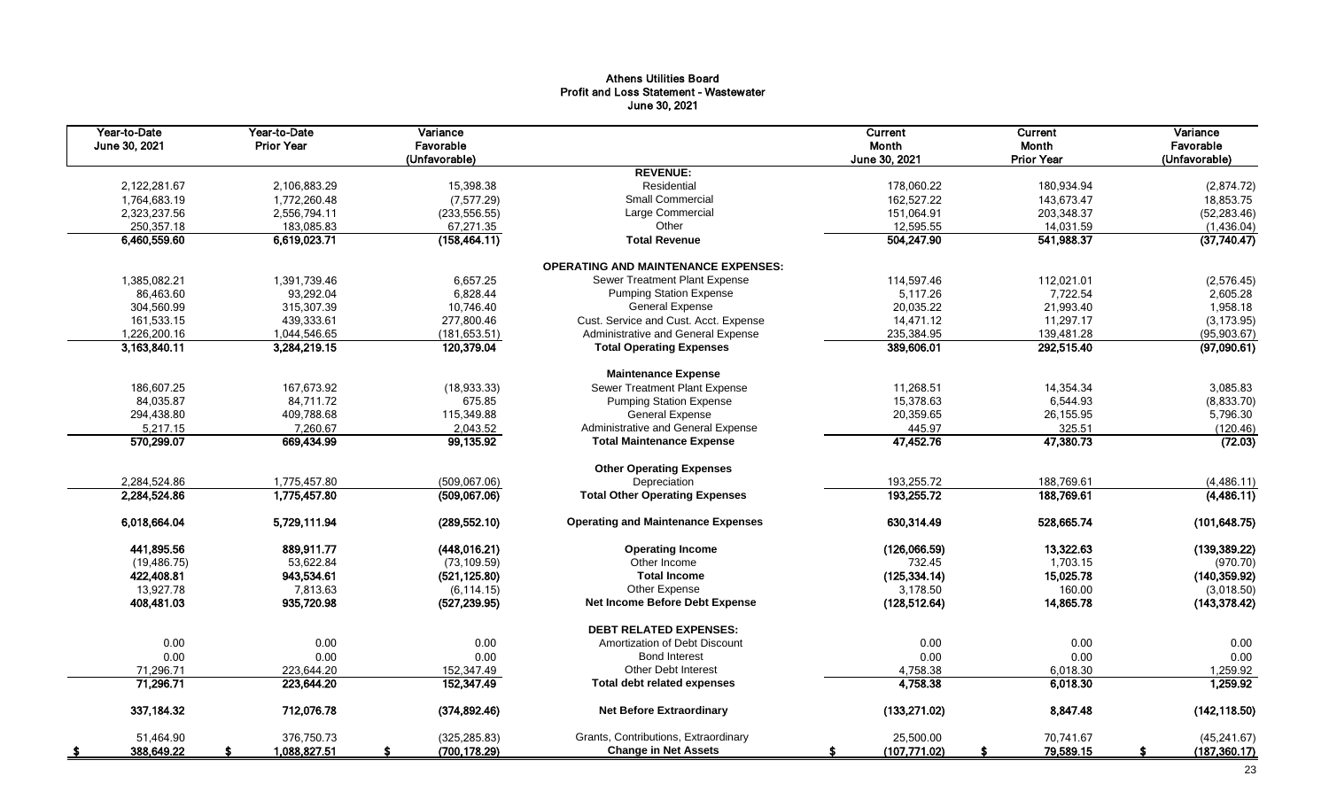# Athens Utilities Board
## Profit and Loss Statement - Wastewater
### June 30, 2021

| Year-to-Date June 30, 2021 | Year-to-Date Prior Year | Variance Favorable (Unfavorable) | | Current Month June 30, 2021 | Current Month Prior Year | Variance Favorable (Unfavorable) |
|---|---|---|---|---|---|---|
| | | | **REVENUE:** | | | |
| 2,122,281.67 | 2,106,883.29 | 15,398.38 | Residential | 178,060.22 | 180,934.94 | (2,874.72) |
| 1,764,683.19 | 1,772,260.48 | (7,577.29) | Small Commercial | 162,527.22 | 143,673.47 | 18,853.75 |
| 2,323,237.56 | 2,556,794.11 | (233,556.55) | Large Commercial | 151,064.91 | 203,348.37 | (52,283.46) |
| 250,357.18 | 183,085.83 | 67,271.35 | Other | 12,595.55 | 14,031.59 | (1,436.04) |
| **6,460,559.60** | **6,619,023.71** | **(158,464.11)** | **Total Revenue** | **504,247.90** | **541,988.37** | **(37,740.47)** |
| | | | **OPERATING AND MAINTENANCE EXPENSES:** | | | |
| 1,385,082.21 | 1,391,739.46 | 6,657.25 | Sewer Treatment Plant Expense | 114,597.46 | 112,021.01 | (2,576.45) |
| 86,463.60 | 93,292.04 | 6,828.44 | Pumping Station Expense | 5,117.26 | 7,722.54 | 2,605.28 |
| 304,560.99 | 315,307.39 | 10,746.40 | General Expense | 20,035.22 | 21,993.40 | 1,958.18 |
| 161,533.15 | 439,333.61 | 277,800.46 | Cust. Service and Cust. Acct. Expense | 14,471.12 | 11,297.17 | (3,173.95) |
| 1,226,200.16 | 1,044,546.65 | (181,653.51) | Administrative and General Expense | 235,384.95 | 139,481.28 | (95,903.67) |
| **3,163,840.11** | **3,284,219.15** | **120,379.04** | **Total Operating Expenses** | **389,606.01** | **292,515.40** | **(97,090.61)** |
| | | | **Maintenance Expense** | | | |
| 186,607.25 | 167,673.92 | (18,933.33) | Sewer Treatment Plant Expense | 11,268.51 | 14,354.34 | 3,085.83 |
| 84,035.87 | 84,711.72 | 675.85 | Pumping Station Expense | 15,378.63 | 6,544.93 | (8,833.70) |
| 294,438.80 | 409,788.68 | 115,349.88 | General Expense | 20,359.65 | 26,155.95 | 5,796.30 |
| 5,217.15 | 7,260.67 | 2,043.52 | Administrative and General Expense | 445.97 | 325.51 | (120.46) |
| **570,299.07** | **669,434.99** | **99,135.92** | **Total Maintenance Expense** | **47,452.76** | **47,380.73** | **(72.03)** |
| | | | **Other Operating Expenses** | | | |
| 2,284,524.86 | 1,775,457.80 | (509,067.06) | Depreciation | 193,255.72 | 188,769.61 | (4,486.11) |
| **2,284,524.86** | **1,775,457.80** | **(509,067.06)** | **Total Other Operating Expenses** | **193,255.72** | **188,769.61** | **(4,486.11)** |
| **6,018,664.04** | **5,729,111.94** | **(289,552.10)** | **Operating and Maintenance Expenses** | **630,314.49** | **528,665.74** | **(101,648.75)** |
| **441,895.56** | **889,911.77** | **(448,016.21)** | **Operating Income** | **(126,066.59)** | **13,322.63** | **(139,389.22)** |
| (19,486.75) | 53,622.84 | (73,109.59) | Other Income | 732.45 | 1,703.15 | (970.70) |
| **422,408.81** | **943,534.61** | **(521,125.80)** | **Total Income** | **(125,334.14)** | **15,025.78** | **(140,359.92)** |
| 13,927.78 | 7,813.63 | (6,114.15) | Other Expense | 3,178.50 | 160.00 | (3,018.50) |
| **408,481.03** | **935,720.98** | **(527,239.95)** | **Net Income Before Debt Expense** | **(128,512.64)** | **14,865.78** | **(143,378.42)** |
| | | | **DEBT RELATED EXPENSES:** | | | |
| 0.00 | 0.00 | 0.00 | Amortization of Debt Discount | 0.00 | 0.00 | 0.00 |
| 0.00 | 0.00 | 0.00 | Bond Interest | 0.00 | 0.00 | 0.00 |
| 71,296.71 | 223,644.20 | 152,347.49 | Other Debt Interest | 4,758.38 | 6,018.30 | 1,259.92 |
| **71,296.71** | **223,644.20** | **152,347.49** | **Total debt related expenses** | **4,758.38** | **6,018.30** | **1,259.92** |
| **337,184.32** | **712,076.78** | **(374,892.46)** | **Net Before Extraordinary** | **(133,271.02)** | **8,847.48** | **(142,118.50)** |
| 51,464.90 | 376,750.73 | (325,285.83) | Grants, Contributions, Extraordinary | 25,500.00 | 70,741.67 | (45,241.67) |
| **$ 388,649.22** | **$ 1,088,827.51** | **$ (700,178.29)** | **Change in Net Assets** | **$ (107,771.02)** | **$ 79,589.15** | **$ (187,360.17)** |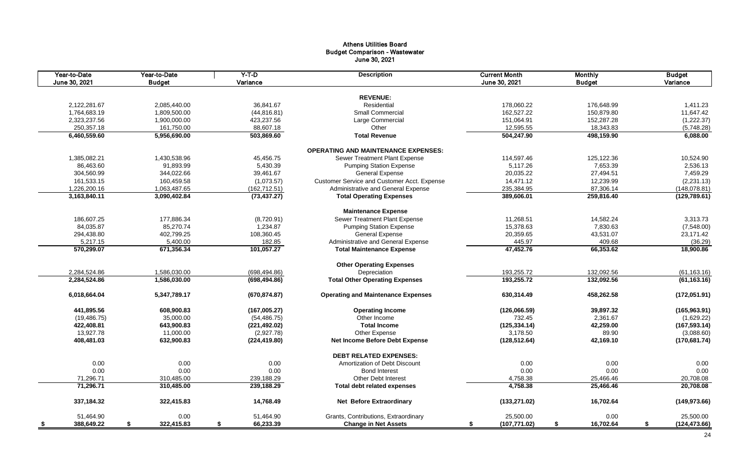# Athens Utilities Board
## Budget Comparison - Wastewater
### June 30, 2021

| Year-to-Date June 30, 2021 | Year-to-Date Budget | Y-T-D Variance | Description | Current Month June 30, 2021 | Monthly Budget | Budget Variance |
|---|---|---|---|---|---|---|
| | | | **REVENUE:** | | | |
| 2,122,281.67 | 2,085,440.00 | 36,841.67 | Residential | 178,060.22 | 176,648.99 | 1,411.23 |
| 1,764,683.19 | 1,809,500.00 | (44,816.81) | Small Commercial | 162,527.22 | 150,879.80 | 11,647.42 |
| 2,323,237.56 | 1,900,000.00 | 423,237.56 | Large Commercial | 151,064.91 | 152,287.28 | (1,222.37) |
| 250,357.18 | 161,750.00 | 88,607.18 | Other | 12,595.55 | 18,343.83 | (5,748.28) |
| **6,460,559.60** | **5,956,690.00** | **503,869.60** | **Total Revenue** | **504,247.90** | **498,159.90** | **6,088.00** |
| | | | **OPERATING AND MAINTENANCE EXPENSES:** | | | |
| 1,385,082.21 | 1,430,538.96 | 45,456.75 | Sewer Treatment Plant Expense | 114,597.46 | 125,122.36 | 10,524.90 |
| 86,463.60 | 91,893.99 | 5,430.39 | Pumping Station Expense | 5,117.26 | 7,653.39 | 2,536.13 |
| 304,560.99 | 344,022.66 | 39,461.67 | General Expense | 20,035.22 | 27,494.51 | 7,459.29 |
| 161,533.15 | 160,459.58 | (1,073.57) | Customer Service and Customer Acct. Expense | 14,471.12 | 12,239.99 | (2,231.13) |
| 1,226,200.16 | 1,063,487.65 | (162,712.51) | Administrative and General Expense | 235,384.95 | 87,306.14 | (148,078.81) |
| **3,163,840.11** | **3,090,402.84** | **(73,437.27)** | **Total Operating Expenses** | **389,606.01** | **259,816.40** | **(129,789.61)** |
| | | | **Maintenance Expense** | | | |
| 186,607.25 | 177,886.34 | (8,720.91) | Sewer Treatment Plant Expense | 11,268.51 | 14,582.24 | 3,313.73 |
| 84,035.87 | 85,270.74 | 1,234.87 | Pumping Station Expense | 15,378.63 | 7,830.63 | (7,548.00) |
| 294,438.80 | 402,799.25 | 108,360.45 | General Expense | 20,359.65 | 43,531.07 | 23,171.42 |
| 5,217.15 | 5,400.00 | 182.85 | Administrative and General Expense | 445.97 | 409.68 | (36.29) |
| **570,299.07** | **671,356.34** | **101,057.27** | **Total Maintenance Expense** | **47,452.76** | **66,353.62** | **18,900.86** |
| | | | **Other Operating Expenses** | | | |
| 2,284,524.86 | 1,586,030.00 | (698,494.86) | Depreciation | 193,255.72 | 132,092.56 | (61,163.16) |
| **2,284,524.86** | **1,586,030.00** | **(698,494.86)** | **Total Other Operating Expenses** | **193,255.72** | **132,092.56** | **(61,163.16)** |
| **6,018,664.04** | **5,347,789.17** | **(670,874.87)** | **Operating and Maintenance Expenses** | **630,314.49** | **458,262.58** | **(172,051.91)** |
| **441,895.56** | **608,900.83** | **(167,005.27)** | **Operating Income** | **(126,066.59)** | **39,897.32** | **(165,963.91)** |
| (19,486.75) | 35,000.00 | (54,486.75) | Other Income | 732.45 | 2,361.67 | (1,629.22) |
| **422,408.81** | **643,900.83** | **(221,492.02)** | **Total Income** | **(125,334.14)** | **42,259.00** | **(167,593.14)** |
| 13,927.78 | 11,000.00 | (2,927.78) | Other Expense | 3,178.50 | 89.90 | (3,088.60) |
| **408,481.03** | **632,900.83** | **(224,419.80)** | **Net Income Before Debt Expense** | **(128,512.64)** | **42,169.10** | **(170,681.74)** |
| | | | **DEBT RELATED EXPENSES:** | | | |
| 0.00 | 0.00 | 0.00 | Amortization of Debt Discount | 0.00 | 0.00 | 0.00 |
| 0.00 | 0.00 | 0.00 | Bond Interest | 0.00 | 0.00 | 0.00 |
| 71,296.71 | 310,485.00 | 239,188.29 | Other Debt Interest | 4,758.38 | 25,466.46 | 20,708.08 |
| **71,296.71** | **310,485.00** | **239,188.29** | **Total debt related expenses** | **4,758.38** | **25,466.46** | **20,708.08** |
| **337,184.32** | **322,415.83** | **14,768.49** | **Net Before Extraordinary** | **(133,271.02)** | **16,702.64** | **(149,973.66)** |
| 51,464.90 | 0.00 | 51,464.90 | Grants, Contributions, Extraordinary | 25,500.00 | 0.00 | 25,500.00 |
| **$ 388,649.22** | **$ 322,415.83** | **$ 66,233.39** | **Change in Net Assets** | **$ (107,771.02)** | **$ 16,702.64** | **$ (124,473.66)** |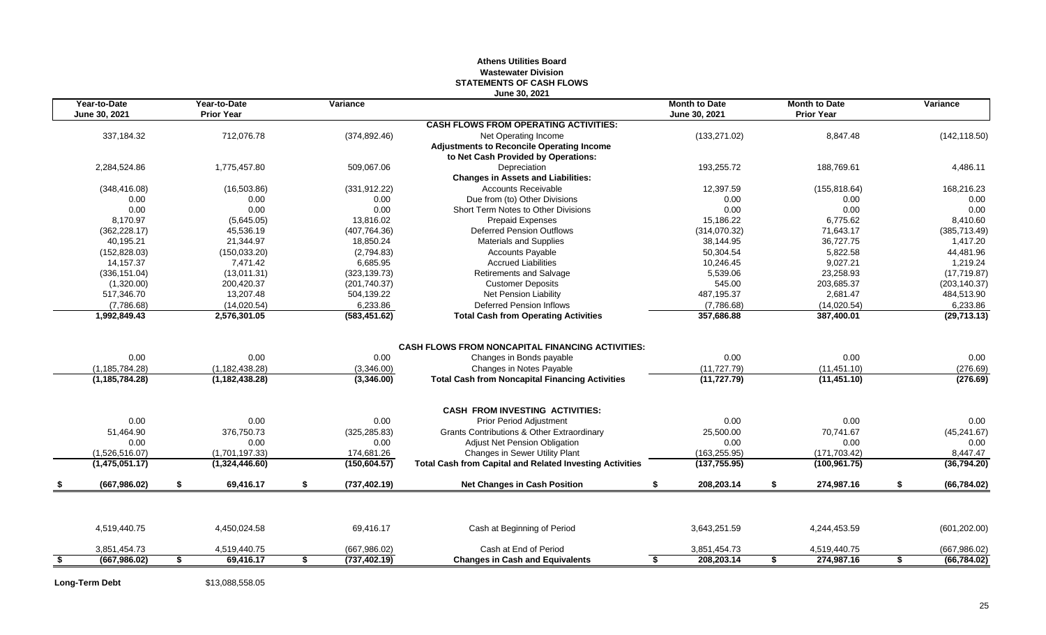# Athens Utilities Board
## Wastewater Division
## STATEMENTS OF CASH FLOWS
### June 30, 2021

| Year-to-Date June 30, 2021 | Year-to-Date Prior Year | Variance | | Month to Date June 30, 2021 | Month to Date Prior Year | Variance |
|---|---|---|---|---|---|---|
| | | | **CASH FLOWS FROM OPERATING ACTIVITIES:** | | | |
| 337,184.32 | 712,076.78 | (374,892.46) | Net Operating Income | (133,271.02) | 8,847.48 | (142,118.50) |
| | | | **Adjustments to Reconcile Operating Income to Net Cash Provided by Operations:** | | | |
| 2,284,524.86 | 1,775,457.80 | 509,067.06 | Depreciation | 193,255.72 | 188,769.61 | 4,486.11 |
| | | | **Changes in Assets and Liabilities:** | | | |
| (348,416.08) | (16,503.86) | (331,912.22) | Accounts Receivable | 12,397.59 | (155,818.64) | 168,216.23 |
| 0.00 | 0.00 | 0.00 | Due from (to) Other Divisions | 0.00 | 0.00 | 0.00 |
| 0.00 | 0.00 | 0.00 | Short Term Notes to Other Divisions | 0.00 | 0.00 | 0.00 |
| 8,170.97 | (5,645.05) | 13,816.02 | Prepaid Expenses | 15,186.22 | 6,775.62 | 8,410.60 |
| (362,228.17) | 45,536.19 | (407,764.36) | Deferred Pension Outflows | (314,070.32) | 71,643.17 | (385,713.49) |
| 40,195.21 | 21,344.97 | 18,850.24 | Materials and Supplies | 38,144.95 | 36,727.75 | 1,417.20 |
| (152,828.03) | (150,033.20) | (2,794.83) | Accounts Payable | 50,304.54 | 5,822.58 | 44,481.96 |
| 14,157.37 | 7,471.42 | 6,685.95 | Accrued Liabilities | 10,246.45 | 9,027.21 | 1,219.24 |
| (336,151.04) | (13,011.31) | (323,139.73) | Retirements and Salvage | 5,539.06 | 23,258.93 | (17,719.87) |
| (1,320.00) | 200,420.37 | (201,740.37) | Customer Deposits | 545.00 | 203,685.37 | (203,140.37) |
| 517,346.70 | 13,207.48 | 504,139.22 | Net Pension Liability | 487,195.37 | 2,681.47 | 484,513.90 |
| (7,786.68) | (14,020.54) | 6,233.86 | Deferred Pension Inflows | (7,786.68) | (14,020.54) | 6,233.86 |
| **1,992,849.43** | **2,576,301.05** | **(583,451.62)** | **Total Cash from Operating Activities** | **357,686.88** | **387,400.01** | **(29,713.13)** |
| | | | **CASH FLOWS FROM NONCAPITAL FINANCING ACTIVITIES:** | | | |
| 0.00 | 0.00 | 0.00 | Changes in Bonds payable | 0.00 | 0.00 | 0.00 |
| (1,185,784.28) | (1,182,438.28) | (3,346.00) | Changes in Notes Payable | (11,727.79) | (11,451.10) | (276.69) |
| **(1,185,784.28)** | **(1,182,438.28)** | **(3,346.00)** | **Total Cash from Noncapital Financing Activities** | **(11,727.79)** | **(11,451.10)** | **(276.69)** |
| | | | **CASH FROM INVESTING ACTIVITIES:** | | | |
| 0.00 | 0.00 | 0.00 | Prior Period Adjustment | 0.00 | 0.00 | 0.00 |
| 51,464.90 | 376,750.73 | (325,285.83) | Grants Contributions & Other Extraordinary | 25,500.00 | 70,741.67 | (45,241.67) |
| 0.00 | 0.00 | 0.00 | Adjust Net Pension Obligation | 0.00 | 0.00 | 0.00 |
| (1,526,516.07) | (1,701,197.33) | 174,681.26 | Changes in Sewer Utility Plant | (163,255.95) | (171,703.42) | 8,447.47 |
| **(1,475,051.17)** | **(1,324,446.60)** | **(150,604.57)** | **Total Cash from Capital and Related Investing Activities** | **(137,755.95)** | **(100,961.75)** | **(36,794.20)** |
| **$ (667,986.02)** | **$ 69,416.17** | **$ (737,402.19)** | **Net Changes in Cash Position** | **$ 208,203.14** | **$ 274,987.16** | **$ (66,784.02)** |
| 4,519,440.75 | 4,450,024.58 | 69,416.17 | Cash at Beginning of Period | 3,643,251.59 | 4,244,453.59 | (601,202.00) |
| 3,851,454.73 | 4,519,440.75 | (667,986.02) | Cash at End of Period | 3,851,454.73 | 4,519,440.75 | (667,986.02) |
| **$ (667,986.02)** | **$ 69,416.17** | **$ (737,402.19)** | **Changes in Cash and Equivalents** | **$ 208,203.14** | **$ 274,987.16** | **$ (66,784.02)** |

**Long-Term Debt** $13,088,558.05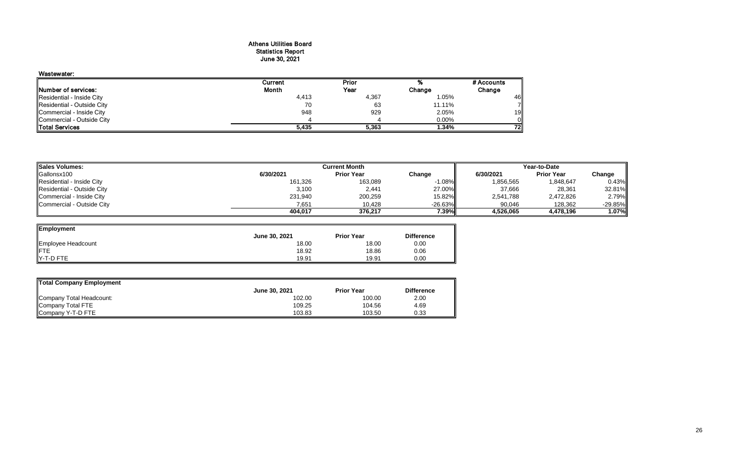# Athens Utilities Board
## Statistics Report
## June 30, 2021

### Wastewater:

| Number of services: | Current Month | Prior Year | % Change | # Accounts Change |
|---|---|---|---|---|
| Residential - Inside City | 4,413 | 4,367 | 1.05% | 46 |
| Residential - Outside City | 70 | 63 | 11.11% | 7 |
| Commercial - Inside City | 948 | 929 | 2.05% | 19 |
| Commercial - Outside City | 4 | 4 | 0.00% | 0 |
| **Total Services** | **5,435** | **5,363** | **1.34%** | **72** |

| Sales Volumes: | Current Month | | | Year-to-Date | | |
|---|---|---|---|---|---|---|
| Gallonsx100 | 6/30/2021 | Prior Year | Change | 6/30/2021 | Prior Year | Change |
| Residential - Inside City | 161,326 | 163,089 | -1.08% | 1,856,565 | 1,848,647 | 0.43% |
| Residential - Outside City | 3,100 | 2,441 | 27.00% | 37,666 | 28,361 | 32.81% |
| Commercial - Inside City | 231,940 | 200,259 | 15.82% | 2,541,788 | 2,472,826 | 2.79% |
| Commercial - Outside City | 7,651 | 10,428 | -26.63% | 90,046 | 128,362 | -29.85% |
| | **404,017** | **376,217** | **7.39%** | **4,526,065** | **4,478,196** | **1.07%** |

| Employment | June 30, 2021 | Prior Year | Difference |
|---|---|---|---|
| Employee Headcount | 18.00 | 18.00 | 0.00 |
| FTE | 18.92 | 18.86 | 0.06 |
| Y-T-D FTE | 19.91 | 19.91 | 0.00 |

| Total Company Employment | June 30, 2021 | Prior Year | Difference |
|---|---|---|---|
| Company Total Headcount: | 102.00 | 100.00 | 2.00 |
| Company Total FTE | 109.25 | 104.56 | 4.69 |
| Company Y-T-D FTE | 103.83 | 103.50 | 0.33 |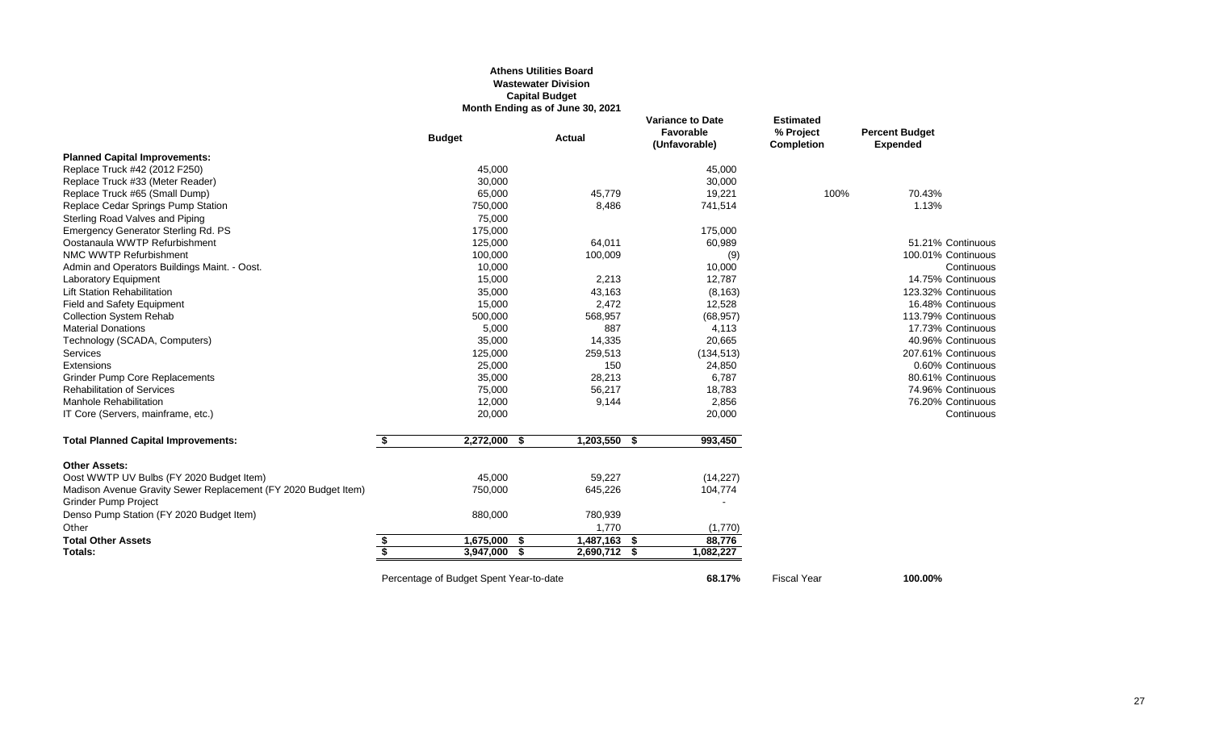**Athens Utilities Board**
**Wastewater Division**
**Capital Budget**
**Month Ending as of June 30, 2021**

| | Budget | Actual | Variance to Date Favorable (Unfavorable) | Estimated % Project Completion | Percent Budget Expended | |
|---|---|---|---|---|---|---|
| **Planned Capital Improvements:** | | | | | | |
| Replace Truck #42 (2012 F250) | 45,000 | | 45,000 | | | |
| Replace Truck #33 (Meter Reader) | 30,000 | | 30,000 | | | |
| Replace Truck #65 (Small Dump) | 65,000 | 45,779 | 19,221 | 100% | 70.43% | |
| Replace Cedar Springs Pump Station | 750,000 | 8,486 | 741,514 | | 1.13% | |
| Sterling Road Valves and Piping | 75,000 | | | | | |
| Emergency Generator Sterling Rd. PS | 175,000 | | 175,000 | | | |
| Oostanaula WWTP Refurbishment | 125,000 | 64,011 | 60,989 | | 51.21% | Continuous |
| NMC WWTP Refurbishment | 100,000 | 100,009 | (9) | | 100.01% | Continuous |
| Admin and Operators Buildings Maint. - Oost. | 10,000 | | 10,000 | | | Continuous |
| Laboratory Equipment | 15,000 | 2,213 | 12,787 | | 14.75% | Continuous |
| Lift Station Rehabilitation | 35,000 | 43,163 | (8,163) | | 123.32% | Continuous |
| Field and Safety Equipment | 15,000 | 2,472 | 12,528 | | 16.48% | Continuous |
| Collection System Rehab | 500,000 | 568,957 | (68,957) | | 113.79% | Continuous |
| Material Donations | 5,000 | 887 | 4,113 | | 17.73% | Continuous |
| Technology (SCADA, Computers) | 35,000 | 14,335 | 20,665 | | 40.96% | Continuous |
| Services | 125,000 | 259,513 | (134,513) | | 207.61% | Continuous |
| Extensions | 25,000 | 150 | 24,850 | | 0.60% | Continuous |
| Grinder Pump Core Replacements | 35,000 | 28,213 | 6,787 | | 80.61% | Continuous |
| Rehabilitation of Services | 75,000 | 56,217 | 18,783 | | 74.96% | Continuous |
| Manhole Rehabilitation | 12,000 | 9,144 | 2,856 | | 76.20% | Continuous |
| IT Core (Servers, mainframe, etc.) | 20,000 | | 20,000 | | | Continuous |
| **Total Planned Capital Improvements:** | $ 2,272,000 | $ 1,203,550 | $ 993,450 | | | |
| **Other Assets:** | | | | | | |
| Oost WWTP UV Bulbs (FY 2020 Budget Item) | 45,000 | 59,227 | (14,227) | | | |
| Madison Avenue Gravity Sewer Replacement (FY 2020 Budget Item) | 750,000 | 645,226 | 104,774 | | | |
| Grinder Pump Project | | | - | | | |
| Denso Pump Station (FY 2020 Budget Item) | 880,000 | 780,939 | | | | |
| Other | | 1,770 | (1,770) | | | |
| **Total Other Assets** | $ 1,675,000 | $ 1,487,163 | $ 88,776 | | | |
| **Totals:** | $ 3,947,000 | $ 2,690,712 | $ 1,082,227 | | | |
| | Percentage of Budget Spent Year-to-date | | **68.17%** | Fiscal Year | **100.00%** | |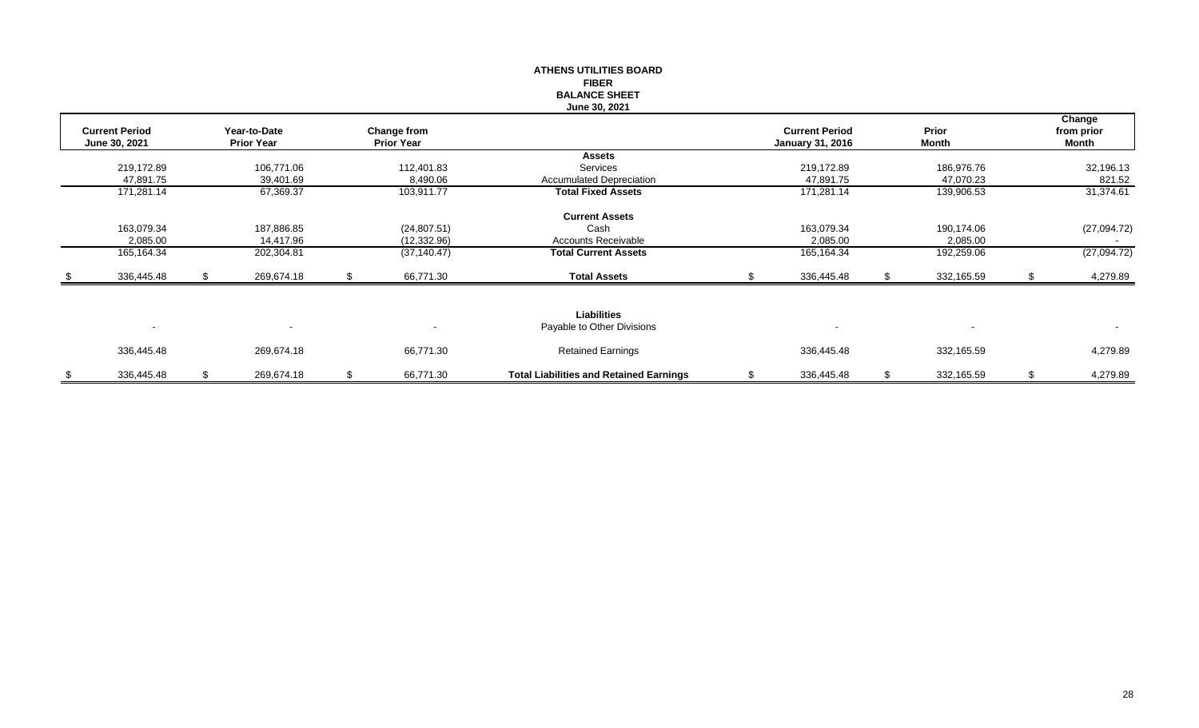**ATHENS UTILITIES BOARD**
**FIBER**
**BALANCE SHEET**
**June 30, 2021**

| Current Period June 30, 2021 | Year-to-Date Prior Year | Change from Prior Year | | Current Period January 31, 2016 | Prior Month | Change from prior Month |
|---|---|---|---|---|---|---|
| | | | **Assets** | | | |
| 219,172.89 | 106,771.06 | 112,401.83 | Services | 219,172.89 | 186,976.76 | 32,196.13 |
| 47,891.75 | 39,401.69 | 8,490.06 | Accumulated Depreciation | 47,891.75 | 47,070.23 | 821.52 |
| 171,281.14 | 67,369.37 | 103,911.77 | **Total Fixed Assets** | 171,281.14 | 139,906.53 | 31,374.61 |
| | | | **Current Assets** | | | |
| 163,079.34 | 187,886.85 | (24,807.51) | Cash | 163,079.34 | 190,174.06 | (27,094.72) |
| 2,085.00 | 14,417.96 | (12,332.96) | Accounts Receivable | 2,085.00 | 2,085.00 | - |
| 165,164.34 | 202,304.81 | (37,140.47) | **Total Current Assets** | 165,164.34 | 192,259.06 | (27,094.72) |
| $ 336,445.48 | $ 269,674.18 | $ 66,771.30 | **Total Assets** | $ 336,445.48 | $ 332,165.59 | $ 4,279.89 |
| | | | **Liabilities** | | | |
| - | - | - | Payable to Other Divisions | - | - | - |
| 336,445.48 | 269,674.18 | 66,771.30 | Retained Earnings | 336,445.48 | 332,165.59 | 4,279.89 |
| $ 336,445.48 | $ 269,674.18 | $ 66,771.30 | **Total Liabilities and Retained Earnings** | $ 336,445.48 | $ 332,165.59 | $ 4,279.89 |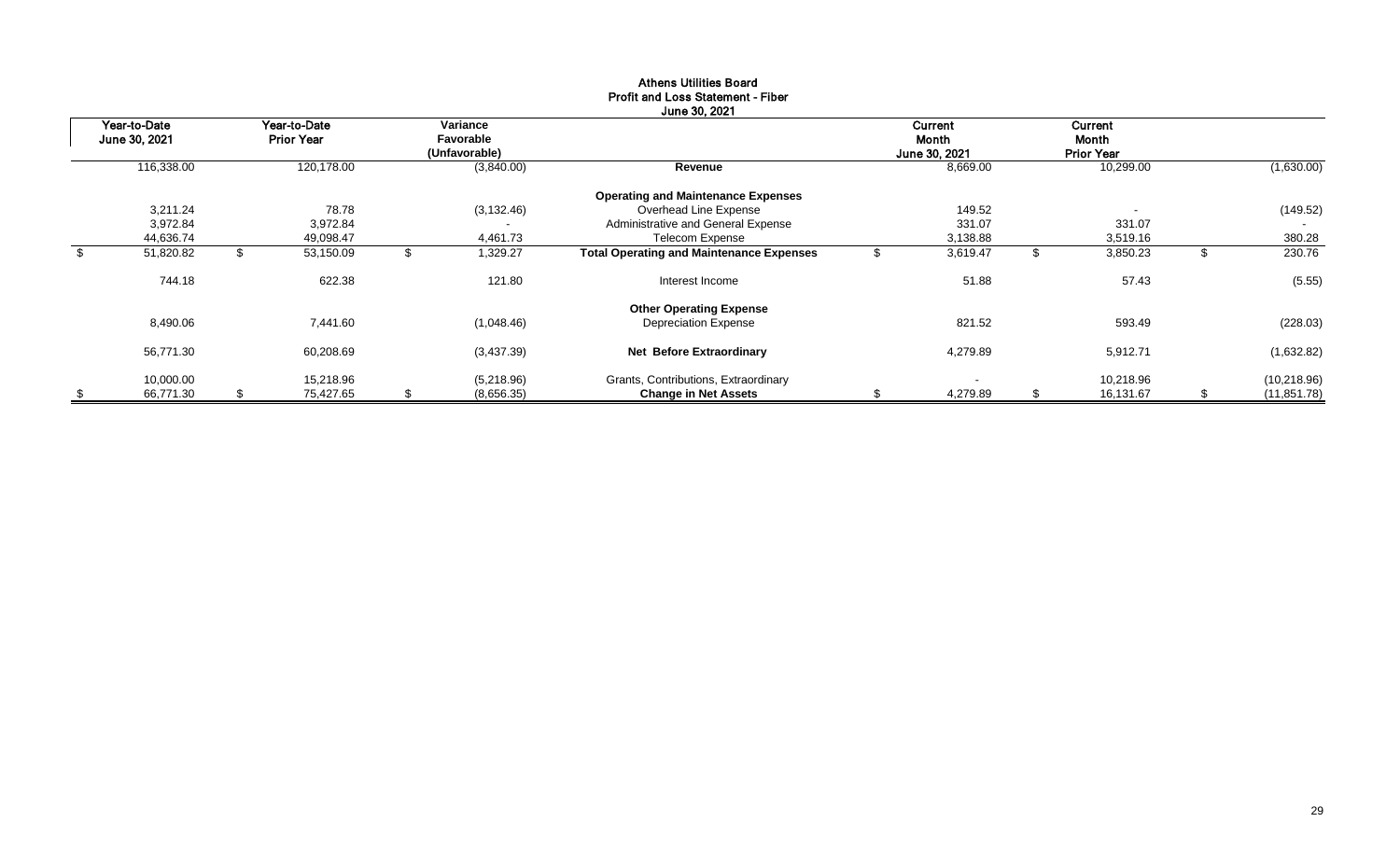# Athens Utilities Board
## Profit and Loss Statement - Fiber
### June 30, 2021

| Year-to-Date June 30, 2021 | Year-to-Date Prior Year | Variance Favorable (Unfavorable) | | Current Month June 30, 2021 | Current Month Prior Year | |
|---|---|---|---|---|---|---|
| 116,338.00 | 120,178.00 | (3,840.00) | **Revenue** | 8,669.00 | 10,299.00 | (1,630.00) |
| | | | **Operating and Maintenance Expenses** | | | |
| 3,211.24 | 78.78 | (3,132.46) | Overhead Line Expense | 149.52 | - | (149.52) |
| 3,972.84 | 3,972.84 | - | Administrative and General Expense | 331.07 | 331.07 | - |
| 44,636.74 | 49,098.47 | 4,461.73 | Telecom Expense | 3,138.88 | 3,519.16 | 380.28 |
| $ 51,820.82 | $ 53,150.09 | $ 1,329.27 | **Total Operating and Maintenance Expenses** | $ 3,619.47 | $ 3,850.23 | $ 230.76 |
| 744.18 | 622.38 | 121.80 | Interest Income | 51.88 | 57.43 | (5.55) |
| | | | **Other Operating Expense** | | | |
| 8,490.06 | 7,441.60 | (1,048.46) | Depreciation Expense | 821.52 | 593.49 | (228.03) |
| 56,771.30 | 60,208.69 | (3,437.39) | **Net Before Extraordinary** | 4,279.89 | 5,912.71 | (1,632.82) |
| 10,000.00 | 15,218.96 | (5,218.96) | Grants, Contributions, Extraordinary | - | 10,218.96 | (10,218.96) |
| $ 66,771.30 | $ 75,427.65 | $ (8,656.35) | **Change in Net Assets** | $ 4,279.89 | $ 16,131.67 | $ (11,851.78) |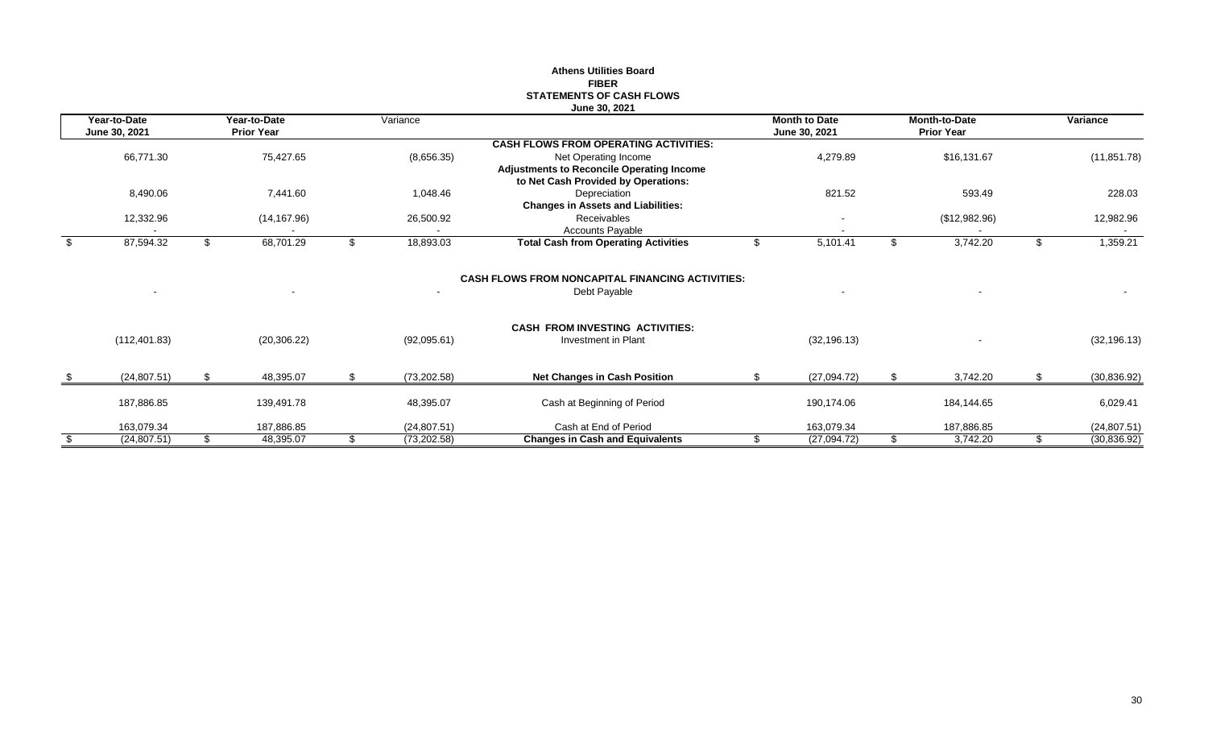**Athens Utilities Board**
**FIBER**
**STATEMENTS OF CASH FLOWS**
**June 30, 2021**

| Year-to-Date June 30, 2021 | Year-to-Date Prior Year | Variance | | Month to Date June 30, 2021 | Month-to-Date Prior Year | Variance |
|---|---|---|---|---|---|---|
| | | | **CASH FLOWS FROM OPERATING ACTIVITIES:** | | | |
| 66,771.30 | 75,427.65 | (8,656.35) | Net Operating Income | 4,279.89 | $16,131.67 | (11,851.78) |
| | | | **Adjustments to Reconcile Operating Income to Net Cash Provided by Operations:** | | | |
| 8,490.06 | 7,441.60 | 1,048.46 | Depreciation | 821.52 | 593.49 | 228.03 |
| | | | **Changes in Assets and Liabilities:** | | | |
| 12,332.96 | (14,167.96) | 26,500.92 | Receivables | - | ($12,982.96) | 12,982.96 |
| - | - | - | Accounts Payable | - | - | - |
| $ 87,594.32 | $ 68,701.29 | $ 18,893.03 | **Total Cash from Operating Activities** | $ 5,101.41 | $ 3,742.20 | $ 1,359.21 |
| | | | **CASH FLOWS FROM NONCAPITAL FINANCING ACTIVITIES:** | | | |
| - | - | - | Debt Payable | - | - | - |
| | | | **CASH FROM INVESTING ACTIVITIES:** | | | |
| (112,401.83) | (20,306.22) | (92,095.61) | Investment in Plant | (32,196.13) | - | (32,196.13) |
| $ (24,807.51) | $ 48,395.07 | $ (73,202.58) | **Net Changes in Cash Position** | $ (27,094.72) | $ 3,742.20 | $ (30,836.92) |
| 187,886.85 | 139,491.78 | 48,395.07 | Cash at Beginning of Period | 190,174.06 | 184,144.65 | 6,029.41 |
| 163,079.34 | 187,886.85 | (24,807.51) | Cash at End of Period | 163,079.34 | 187,886.85 | (24,807.51) |
| $ (24,807.51) | $ 48,395.07 | $ (73,202.58) | **Changes in Cash and Equivalents** | $ (27,094.72) | $ 3,742.20 | $ (30,836.92) |